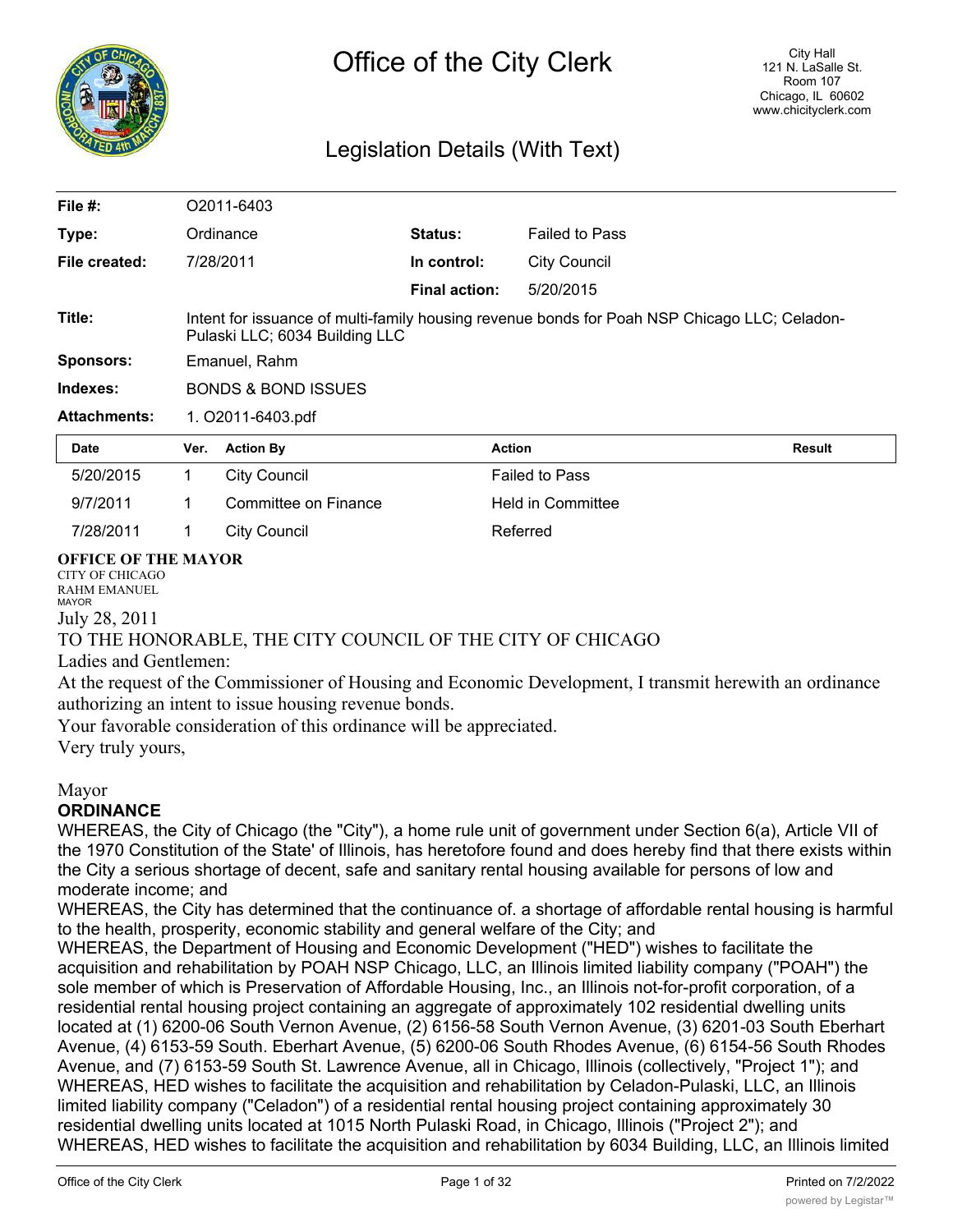# Office of the City Clerk

City Hall
121 N. LaSalle St.
Room 107
Chicago, IL 60602
www.chicityclerk.com

## Legislation Details (With Text)

| | | | |
|---|---|---|---|
| **File #:** | O2011-6403 | | |
| **Type:** | Ordinance | **Status:** | Failed to Pass |
| **File created:** | 7/28/2011 | **In control:** | City Council |
| | | **Final action:** | 5/20/2015 |
| **Title:** | Intent for issuance of multi-family housing revenue bonds for Poah NSP Chicago LLC; Celadon-Pulaski LLC; 6034 Building LLC | | |
| **Sponsors:** | Emanuel, Rahm | | |
| **Indexes:** | BONDS & BOND ISSUES | | |
| **Attachments:** | 1. O2011-6403.pdf | | |

| Date | Ver. | Action By | Action | Result |
|---|---|---|---|---|
| 5/20/2015 | 1 | City Council | Failed to Pass | |
| 9/7/2011 | 1 | Committee on Finance | Held in Committee | |
| 7/28/2011 | 1 | City Council | Referred | |

**OFFICE OF THE MAYOR**
CITY OF CHICAGO
RAHM EMANUEL
MAYOR

July 28, 2011

TO THE HONORABLE, THE CITY COUNCIL OF THE CITY OF CHICAGO

Ladies and Gentlemen:

At the request of the Commissioner of Housing and Economic Development, I transmit herewith an ordinance authorizing an intent to issue housing revenue bonds.

Your favorable consideration of this ordinance will be appreciated.

Very truly yours,

Mayor

**ORDINANCE**

WHEREAS, the City of Chicago (the "City"), a home rule unit of government under Section 6(a), Article VII of the 1970 Constitution of the State' of Illinois, has heretofore found and does hereby find that there exists within the City a serious shortage of decent, safe and sanitary rental housing available for persons of low and moderate income; and

WHEREAS, the City has determined that the continuance of. a shortage of affordable rental housing is harmful to the health, prosperity, economic stability and general welfare of the City; and

WHEREAS, the Department of Housing and Economic Development ("HED") wishes to facilitate the acquisition and rehabilitation by POAH NSP Chicago, LLC, an Illinois limited liability company ("POAH") the sole member of which is Preservation of Affordable Housing, Inc., an Illinois not-for-profit corporation, of a residential rental housing project containing an aggregate of approximately 102 residential dwelling units located at (1) 6200-06 South Vernon Avenue, (2) 6156-58 South Vernon Avenue, (3) 6201-03 South Eberhart Avenue, (4) 6153-59 South. Eberhart Avenue, (5) 6200-06 South Rhodes Avenue, (6) 6154-56 South Rhodes Avenue, and (7) 6153-59 South St. Lawrence Avenue, all in Chicago, Illinois (collectively, "Project 1"); and

WHEREAS, HED wishes to facilitate the acquisition and rehabilitation by Celadon-Pulaski, LLC, an Illinois limited liability company ("Celadon") of a residential rental housing project containing approximately 30 residential dwelling units located at 1015 North Pulaski Road, in Chicago, Illinois ("Project 2"); and

WHEREAS, HED wishes to facilitate the acquisition and rehabilitation by 6034 Building, LLC, an Illinois limited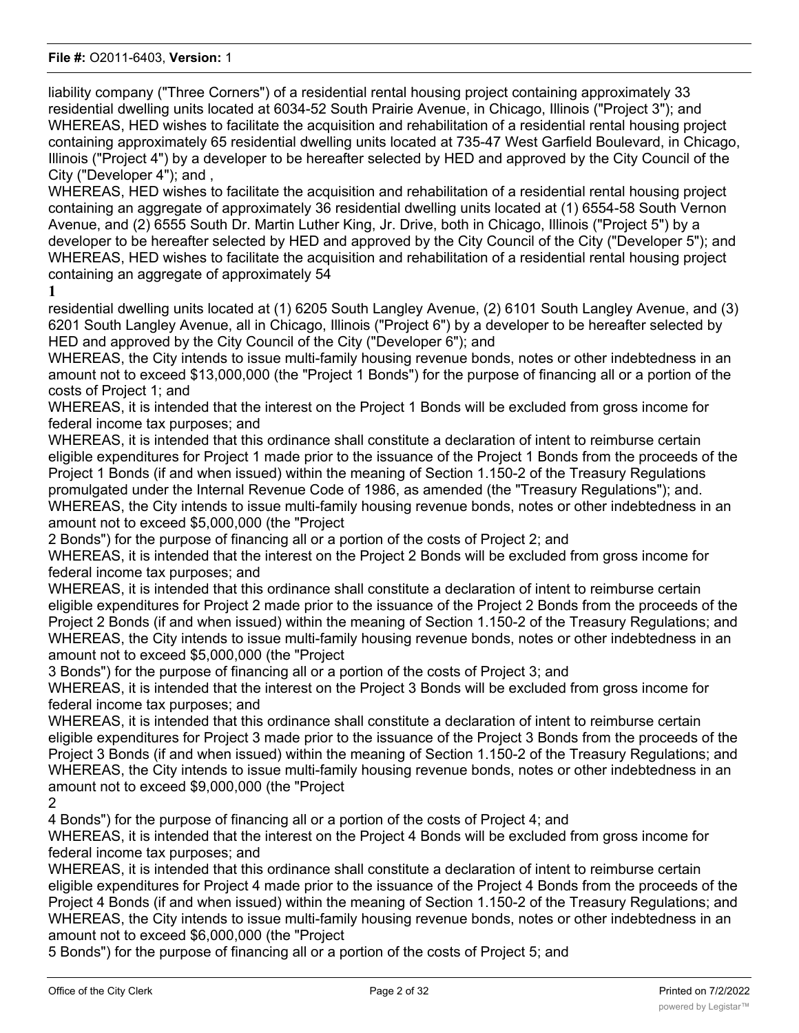liability company ("Three Corners") of a residential rental housing project containing approximately 33 residential dwelling units located at 6034-52 South Prairie Avenue, in Chicago, Illinois ("Project 3"); and

WHEREAS, HED wishes to facilitate the acquisition and rehabilitation of a residential rental housing project containing approximately 65 residential dwelling units located at 735-47 West Garfield Boulevard, in Chicago, Illinois ("Project 4") by a developer to be hereafter selected by HED and approved by the City Council of the City ("Developer 4"); and ,

WHEREAS, HED wishes to facilitate the acquisition and rehabilitation of a residential rental housing project containing an aggregate of approximately 36 residential dwelling units located at (1) 6554-58 South Vernon Avenue, and (2) 6555 South Dr. Martin Luther King, Jr. Drive, both in Chicago, Illinois ("Project 5") by a developer to be hereafter selected by HED and approved by the City Council of the City ("Developer 5"); and

WHEREAS, HED wishes to facilitate the acquisition and rehabilitation of a residential rental housing project containing an aggregate of approximately 54 residential dwelling units located at (1) 6205 South Langley Avenue, (2) 6101 South Langley Avenue, and (3) 6201 South Langley Avenue, all in Chicago, Illinois ("Project 6") by a developer to be hereafter selected by HED and approved by the City Council of the City ("Developer 6"); and

WHEREAS, the City intends to issue multi-family housing revenue bonds, notes or other indebtedness in an amount not to exceed $13,000,000 (the "Project 1 Bonds") for the purpose of financing all or a portion of the costs of Project 1; and

WHEREAS, it is intended that the interest on the Project 1 Bonds will be excluded from gross income for federal income tax purposes; and

WHEREAS, it is intended that this ordinance shall constitute a declaration of intent to reimburse certain eligible expenditures for Project 1 made prior to the issuance of the Project 1 Bonds from the proceeds of the Project 1 Bonds (if and when issued) within the meaning of Section 1.150-2 of the Treasury Regulations promulgated under the Internal Revenue Code of 1986, as amended (the "Treasury Regulations"); and.

WHEREAS, the City intends to issue multi-family housing revenue bonds, notes or other indebtedness in an amount not to exceed $5,000,000 (the "Project 2 Bonds") for the purpose of financing all or a portion of the costs of Project 2; and

WHEREAS, it is intended that the interest on the Project 2 Bonds will be excluded from gross income for federal income tax purposes; and

WHEREAS, it is intended that this ordinance shall constitute a declaration of intent to reimburse certain eligible expenditures for Project 2 made prior to the issuance of the Project 2 Bonds from the proceeds of the Project 2 Bonds (if and when issued) within the meaning of Section 1.150-2 of the Treasury Regulations; and

WHEREAS, the City intends to issue multi-family housing revenue bonds, notes or other indebtedness in an amount not to exceed $5,000,000 (the "Project 3 Bonds") for the purpose of financing all or a portion of the costs of Project 3; and

WHEREAS, it is intended that the interest on the Project 3 Bonds will be excluded from gross income for federal income tax purposes; and

WHEREAS, it is intended that this ordinance shall constitute a declaration of intent to reimburse certain eligible expenditures for Project 3 made prior to the issuance of the Project 3 Bonds from the proceeds of the Project 3 Bonds (if and when issued) within the meaning of Section 1.150-2 of the Treasury Regulations; and

WHEREAS, the City intends to issue multi-family housing revenue bonds, notes or other indebtedness in an amount not to exceed $9,000,000 (the "Project 4 Bonds") for the purpose of financing all or a portion of the costs of Project 4; and

WHEREAS, it is intended that the interest on the Project 4 Bonds will be excluded from gross income for federal income tax purposes; and

WHEREAS, it is intended that this ordinance shall constitute a declaration of intent to reimburse certain eligible expenditures for Project 4 made prior to the issuance of the Project 4 Bonds from the proceeds of the Project 4 Bonds (if and when issued) within the meaning of Section 1.150-2 of the Treasury Regulations; and

WHEREAS, the City intends to issue multi-family housing revenue bonds, notes or other indebtedness in an amount not to exceed $6,000,000 (the "Project 5 Bonds") for the purpose of financing all or a portion of the costs of Project 5; and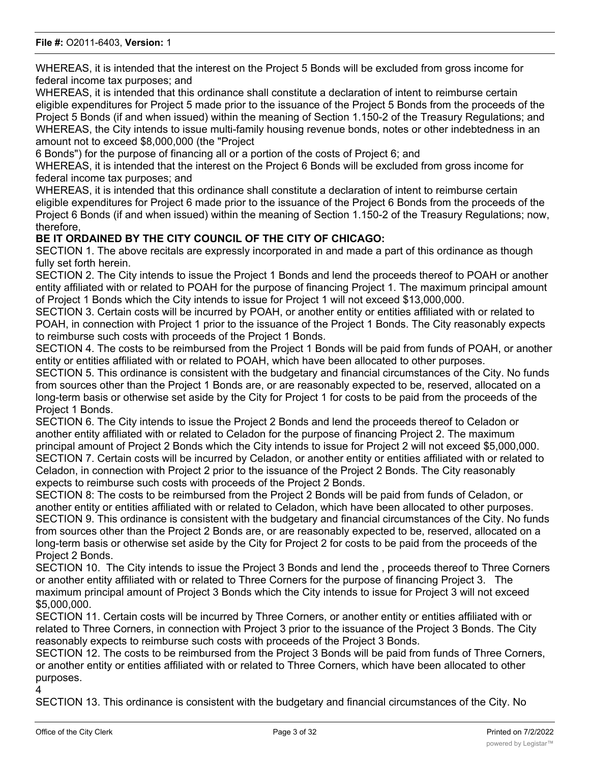WHEREAS, it is intended that the interest on the Project 5 Bonds will be excluded from gross income for federal income tax purposes; and

WHEREAS, it is intended that this ordinance shall constitute a declaration of intent to reimburse certain eligible expenditures for Project 5 made prior to the issuance of the Project 5 Bonds from the proceeds of the Project 5 Bonds (if and when issued) within the meaning of Section 1.150-2 of the Treasury Regulations; and

WHEREAS, the City intends to issue multi-family housing revenue bonds, notes or other indebtedness in an amount not to exceed $8,000,000 (the "Project 6 Bonds") for the purpose of financing all or a portion of the costs of Project 6; and

WHEREAS, it is intended that the interest on the Project 6 Bonds will be excluded from gross income for federal income tax purposes; and

WHEREAS, it is intended that this ordinance shall constitute a declaration of intent to reimburse certain eligible expenditures for Project 6 made prior to the issuance of the Project 6 Bonds from the proceeds of the Project 6 Bonds (if and when issued) within the meaning of Section 1.150-2 of the Treasury Regulations; now, therefore,

**BE IT ORDAINED BY THE CITY COUNCIL OF THE CITY OF CHICAGO:**

SECTION 1. The above recitals are expressly incorporated in and made a part of this ordinance as though fully set forth herein.

SECTION 2. The City intends to issue the Project 1 Bonds and lend the proceeds thereof to POAH or another entity affiliated with or related to POAH for the purpose of financing Project 1. The maximum principal amount of Project 1 Bonds which the City intends to issue for Project 1 will not exceed $13,000,000.

SECTION 3. Certain costs will be incurred by POAH, or another entity or entities affiliated with or related to POAH, in connection with Project 1 prior to the issuance of the Project 1 Bonds. The City reasonably expects to reimburse such costs with proceeds of the Project 1 Bonds.

SECTION 4. The costs to be reimbursed from the Project 1 Bonds will be paid from funds of POAH, or another entity or entities affiliated with or related to POAH, which have been allocated to other purposes.

SECTION 5. This ordinance is consistent with the budgetary and financial circumstances of the City. No funds from sources other than the Project 1 Bonds are, or are reasonably expected to be, reserved, allocated on a long-term basis or otherwise set aside by the City for Project 1 for costs to be paid from the proceeds of the Project 1 Bonds.

SECTION 6. The City intends to issue the Project 2 Bonds and lend the proceeds thereof to Celadon or another entity affiliated with or related to Celadon for the purpose of financing Project 2. The maximum principal amount of Project 2 Bonds which the City intends to issue for Project 2 will not exceed $5,000,000.

SECTION 7. Certain costs will be incurred by Celadon, or another entity or entities affiliated with or related to Celadon, in connection with Project 2 prior to the issuance of the Project 2 Bonds. The City reasonably expects to reimburse such costs with proceeds of the Project 2 Bonds.

SECTION 8: The costs to be reimbursed from the Project 2 Bonds will be paid from funds of Celadon, or another entity or entities affiliated with or related to Celadon, which have been allocated to other purposes.

SECTION 9. This ordinance is consistent with the budgetary and financial circumstances of the City. No funds from sources other than the Project 2 Bonds are, or are reasonably expected to be, reserved, allocated on a long-term basis or otherwise set aside by the City for Project 2 for costs to be paid from the proceeds of the Project 2 Bonds.

SECTION 10. The City intends to issue the Project 3 Bonds and lend the , proceeds thereof to Three Corners or another entity affiliated with or related to Three Corners for the purpose of financing Project 3. The maximum principal amount of Project 3 Bonds which the City intends to issue for Project 3 will not exceed $5,000,000.

SECTION 11. Certain costs will be incurred by Three Corners, or another entity or entities affiliated with or related to Three Corners, in connection with Project 3 prior to the issuance of the Project 3 Bonds. The City reasonably expects to reimburse such costs with proceeds of the Project 3 Bonds.

SECTION 12. The costs to be reimbursed from the Project 3 Bonds will be paid from funds of Three Corners, or another entity or entities affiliated with or related to Three Corners, which have been allocated to other purposes.

SECTION 13. This ordinance is consistent with the budgetary and financial circumstances of the City. No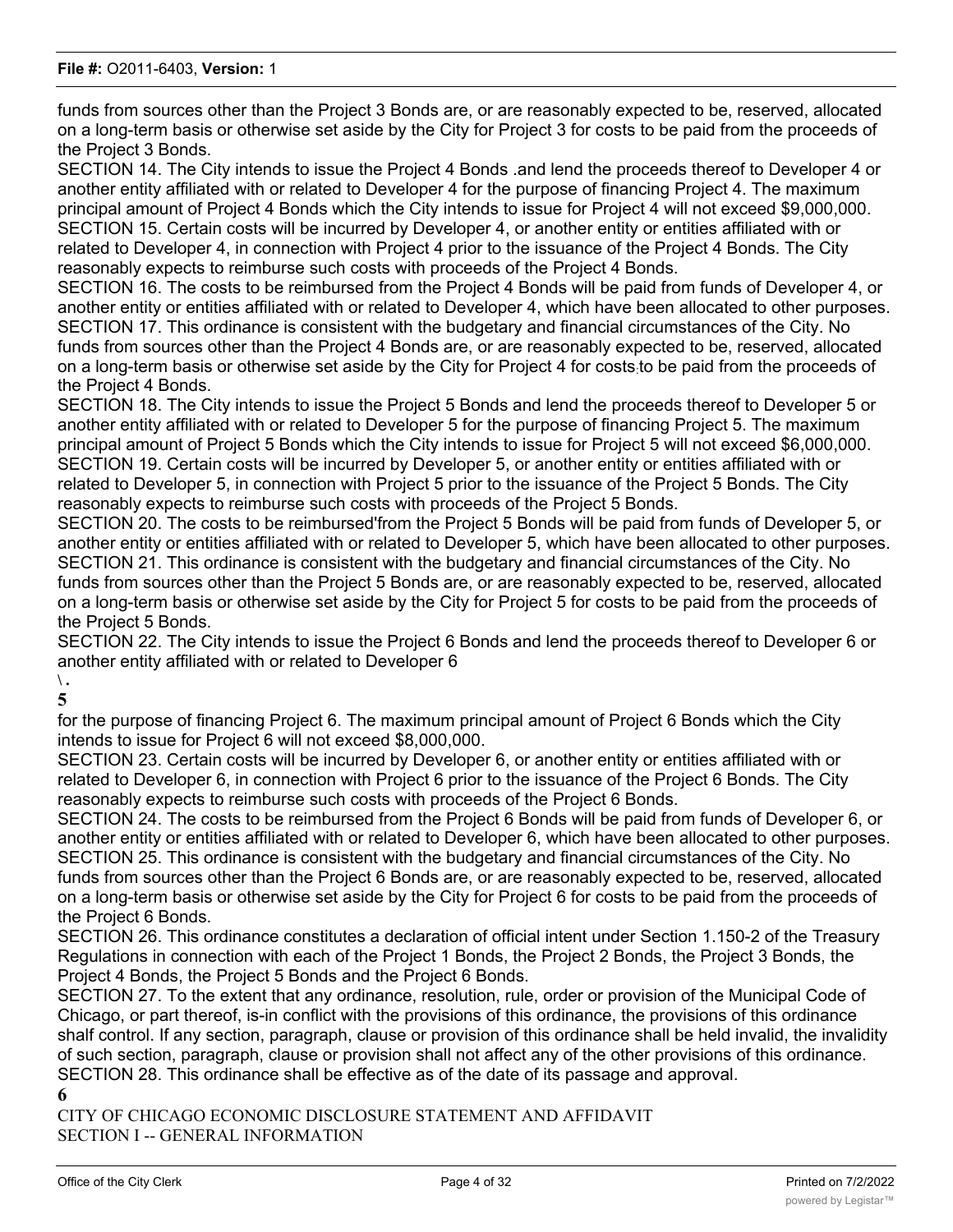funds from sources other than the Project 3 Bonds are, or are reasonably expected to be, reserved, allocated on a long-term basis or otherwise set aside by the City for Project 3 for costs to be paid from the proceeds of the Project 3 Bonds.

SECTION 14. The City intends to issue the Project 4 Bonds .and lend the proceeds thereof to Developer 4 or another entity affiliated with or related to Developer 4 for the purpose of financing Project 4. The maximum principal amount of Project 4 Bonds which the City intends to issue for Project 4 will not exceed $9,000,000.

SECTION 15. Certain costs will be incurred by Developer 4, or another entity or entities affiliated with or related to Developer 4, in connection with Project 4 prior to the issuance of the Project 4 Bonds. The City reasonably expects to reimburse such costs with proceeds of the Project 4 Bonds.

SECTION 16. The costs to be reimbursed from the Project 4 Bonds will be paid from funds of Developer 4, or another entity or entities affiliated with or related to Developer 4, which have been allocated to other purposes.

SECTION 17. This ordinance is consistent with the budgetary and financial circumstances of the City. No funds from sources other than the Project 4 Bonds are, or are reasonably expected to be, reserved, allocated on a long-term basis or otherwise set aside by the City for Project 4 for costs to be paid from the proceeds of the Project 4 Bonds.

SECTION 18. The City intends to issue the Project 5 Bonds and lend the proceeds thereof to Developer 5 or another entity affiliated with or related to Developer 5 for the purpose of financing Project 5. The maximum principal amount of Project 5 Bonds which the City intends to issue for Project 5 will not exceed $6,000,000.

SECTION 19. Certain costs will be incurred by Developer 5, or another entity or entities affiliated with or related to Developer 5, in connection with Project 5 prior to the issuance of the Project 5 Bonds. The City reasonably expects to reimburse such costs with proceeds of the Project 5 Bonds.

SECTION 20. The costs to be reimbursed'from the Project 5 Bonds will be paid from funds of Developer 5, or another entity or entities affiliated with or related to Developer 5, which have been allocated to other purposes.

SECTION 21. This ordinance is consistent with the budgetary and financial circumstances of the City. No funds from sources other than the Project 5 Bonds are, or are reasonably expected to be, reserved, allocated on a long-term basis or otherwise set aside by the City for Project 5 for costs to be paid from the proceeds of the Project 5 Bonds.

SECTION 22. The City intends to issue the Project 6 Bonds and lend the proceeds thereof to Developer 6 or another entity affiliated with or related to Developer 6

\.

**5**

for the purpose of financing Project 6. The maximum principal amount of Project 6 Bonds which the City intends to issue for Project 6 will not exceed $8,000,000.

SECTION 23. Certain costs will be incurred by Developer 6, or another entity or entities affiliated with or related to Developer 6, in connection with Project 6 prior to the issuance of the Project 6 Bonds. The City reasonably expects to reimburse such costs with proceeds of the Project 6 Bonds.

SECTION 24. The costs to be reimbursed from the Project 6 Bonds will be paid from funds of Developer 6, or another entity or entities affiliated with or related to Developer 6, which have been allocated to other purposes.

SECTION 25. This ordinance is consistent with the budgetary and financial circumstances of the City. No funds from sources other than the Project 6 Bonds are, or are reasonably expected to be, reserved, allocated on a long-term basis or otherwise set aside by the City for Project 6 for costs to be paid from the proceeds of the Project 6 Bonds.

SECTION 26. This ordinance constitutes a declaration of official intent under Section 1.150-2 of the Treasury Regulations in connection with each of the Project 1 Bonds, the Project 2 Bonds, the Project 3 Bonds, the Project 4 Bonds, the Project 5 Bonds and the Project 6 Bonds.

SECTION 27. To the extent that any ordinance, resolution, rule, order or provision of the Municipal Code of Chicago, or part thereof, is-in conflict with the provisions of this ordinance, the provisions of this ordinance shalf control. If any section, paragraph, clause or provision of this ordinance shall be held invalid, the invalidity of such section, paragraph, clause or provision shall not affect any of the other provisions of this ordinance.

SECTION 28. This ordinance shall be effective as of the date of its passage and approval.

**6**

CITY OF CHICAGO ECONOMIC DISCLOSURE STATEMENT AND AFFIDAVIT

SECTION I -- GENERAL INFORMATION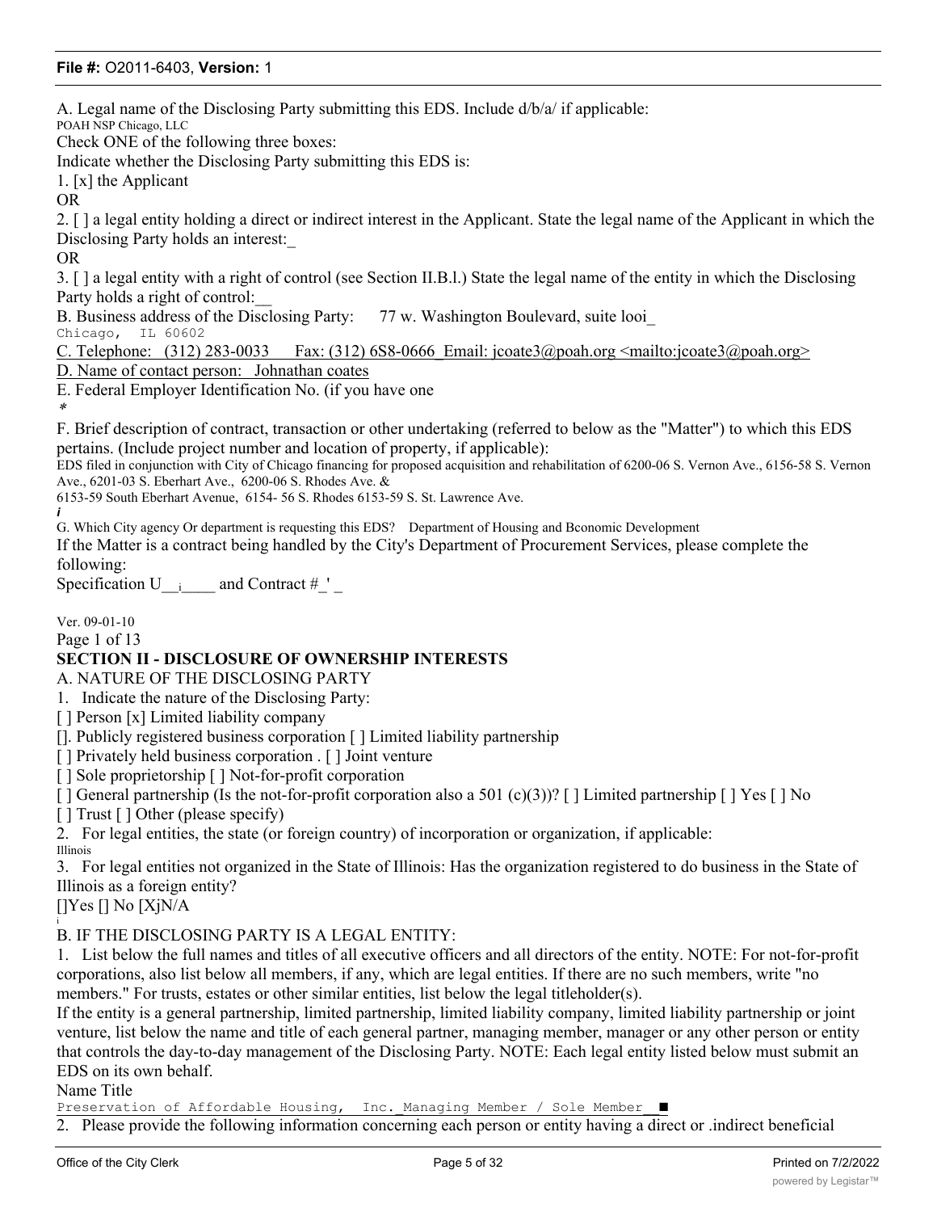A. Legal name of the Disclosing Party submitting this EDS. Include d/b/a/ if applicable:

POAH NSP Chicago, LLC

Check ONE of the following three boxes:

Indicate whether the Disclosing Party submitting this EDS is:

1. [x] the Applicant

OR

2. [ ] a legal entity holding a direct or indirect interest in the Applicant. State the legal name of the Applicant in which the Disclosing Party holds an interest:_

OR

3. [ ] a legal entity with a right of control (see Section II.B.l.) State the legal name of the entity in which the Disclosing Party holds a right of control:__

B. Business address of the Disclosing Party: 77 w. Washington Boulevard, suite looi_
Chicago, IL 60602

C. Telephone: (312) 283-0033 Fax: (312) 6S8-0666_Email: jcoate3@poah.org <mailto:jcoate3@poah.org>

D. Name of contact person: Johnathan coates

E. Federal Employer Identification No. (if you have one

*

F. Brief description of contract, transaction or other undertaking (referred to below as the "Matter") to which this EDS pertains. (Include project number and location of property, if applicable):

EDS filed in conjunction with City of Chicago financing for proposed acquisition and rehabilitation of 6200-06 S. Vernon Ave., 6156-58 S. Vernon Ave., 6201-03 S. Eberhart Ave., 6200-06 S. Rhodes Ave. &
6153-59 South Eberhart Avenue, 6154- 56 S. Rhodes 6153-59 S. St. Lawrence Ave.

*i*

G. Which City agency Or department is requesting this EDS? Department of Housing and Bconomic Development

If the Matter is a contract being handled by the City's Department of Procurement Services, please complete the following:

Specification U__i____ and Contract #_' _

Ver. 09-01-10

## SECTION II - DISCLOSURE OF OWNERSHIP INTERESTS

A. NATURE OF THE DISCLOSING PARTY

1. Indicate the nature of the Disclosing Party:

[ ] Person [x] Limited liability company

[]. Publicly registered business corporation [ ] Limited liability partnership

[ ] Privately held business corporation . [ ] Joint venture

[ ] Sole proprietorship [ ] Not-for-profit corporation

[ ] General partnership (Is the not-for-profit corporation also a 501 (c)(3))? [ ] Limited partnership [ ] Yes [ ] No

[ ] Trust [ ] Other (please specify)

2. For legal entities, the state (or foreign country) of incorporation or organization, if applicable:

Illinois

3. For legal entities not organized in the State of Illinois: Has the organization registered to do business in the State of Illinois as a foreign entity?

[]Yes [] No [XjN/A

i

B. IF THE DISCLOSING PARTY IS A LEGAL ENTITY:

1. List below the full names and titles of all executive officers and all directors of the entity. NOTE: For not-for-profit corporations, also list below all members, if any, which are legal entities. If there are no such members, write "no members." For trusts, estates or other similar entities, list below the legal titleholder(s).

If the entity is a general partnership, limited partnership, limited liability company, limited liability partnership or joint venture, list below the name and title of each general partner, managing member, manager or any other person or entity that controls the day-to-day management of the Disclosing Party. NOTE: Each legal entity listed below must submit an EDS on its own behalf.

| Name | Title |
| --- | --- |
| Preservation of Affordable Housing, Inc. | Managing Member / Sole Member |

2. Please provide the following information concerning each person or entity having a direct or .indirect beneficial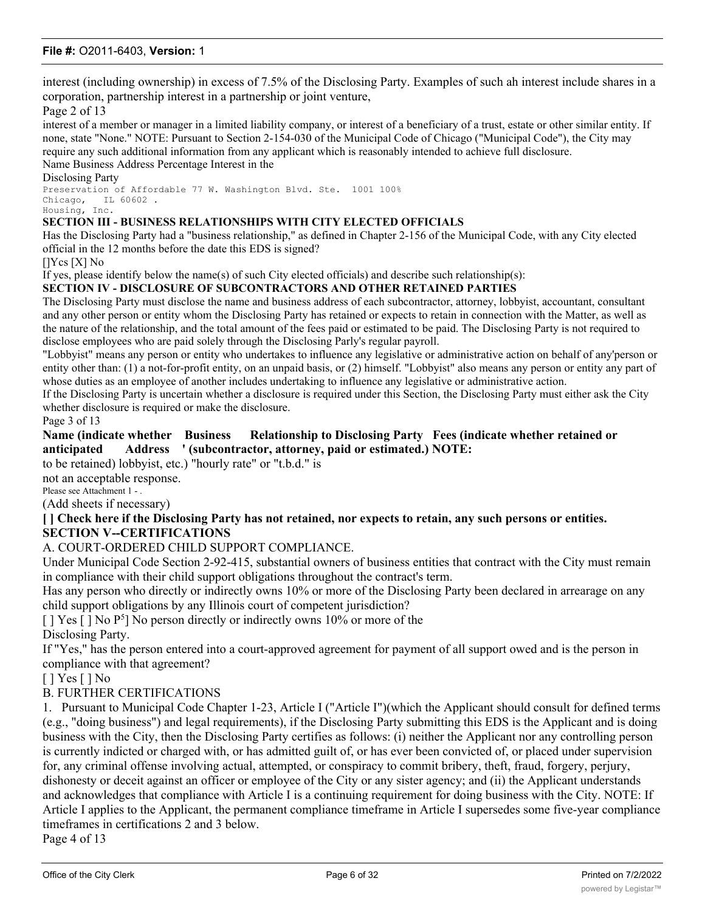interest (including ownership) in excess of 7.5% of the Disclosing Party. Examples of such ah interest include shares in a corporation, partnership interest in a partnership or joint venture,

interest of a member or manager in a limited liability company, or interest of a beneficiary of a trust, estate or other similar entity. If none, state "None." NOTE: Pursuant to Section 2-154-030 of the Municipal Code of Chicago ("Municipal Code"), the City may require any such additional information from any applicant which is reasonably intended to achieve full disclosure.

| Name | Business Address | Percentage Interest in the Disclosing Party |
|---|---|---|
| Preservation of Affordable Housing, Inc. | 77 W. Washington Blvd. Ste. 1001 Chicago, IL 60602 . | 100% |

**SECTION III - BUSINESS RELATIONSHIPS WITH CITY ELECTED OFFICIALS**

Has the Disclosing Party had a "business relationship," as defined in Chapter 2-156 of the Municipal Code, with any City elected official in the 12 months before the date this EDS is signed?

[]Ycs [X] No

If yes, please identify below the name(s) of such City elected officials) and describe such relationship(s):

**SECTION IV - DISCLOSURE OF SUBCONTRACTORS AND OTHER RETAINED PARTIES**

The Disclosing Party must disclose the name and business address of each subcontractor, attorney, lobbyist, accountant, consultant and any other person or entity whom the Disclosing Party has retained or expects to retain in connection with the Matter, as well as the nature of the relationship, and the total amount of the fees paid or estimated to be paid. The Disclosing Party is not required to disclose employees who are paid solely through the Disclosing Parly's regular payroll.

"Lobbyist" means any person or entity who undertakes to influence any legislative or administrative action on behalf of any'person or entity other than: (1) a not-for-profit entity, on an unpaid basis, or (2) himself. "Lobbyist" also means any person or entity any part of whose duties as an employee of another includes undertaking to influence any legislative or administrative action.

If the Disclosing Party is uncertain whether a disclosure is required under this Section, the Disclosing Party must either ask the City whether disclosure is required or make the disclosure.

| Name (indicate whether retained or anticipated to be retained) | Business Address | Relationship to Disclosing Party (subcontractor, attorney, lobbyist, etc.) | Fees (indicate whether paid or estimated.) NOTE: "hourly rate" or "t.b.d." is not an acceptable response. |
|---|---|---|---|
| Please see Attachment 1 - . | | | |

(Add sheets if necessary)

**[ ] Check here if the Disclosing Party has not retained, nor expects to retain, any such persons or entities.**

**SECTION V--CERTIFICATIONS**

A. COURT-ORDERED CHILD SUPPORT COMPLIANCE.

Under Municipal Code Section 2-92-415, substantial owners of business entities that contract with the City must remain in compliance with their child support obligations throughout the contract's term.

Has any person who directly or indirectly owns 10% or more of the Disclosing Party been declared in arrearage on any child support obligations by any Illinois court of competent jurisdiction?

[ ] Yes [ ] No P[5]] No person directly or indirectly owns 10% or more of the Disclosing Party.

If "Yes," has the person entered into a court-approved agreement for payment of all support owed and is the person in compliance with that agreement?

[ ] Yes [ ] No

B. FURTHER CERTIFICATIONS

1. Pursuant to Municipal Code Chapter 1-23, Article I ("Article I")(which the Applicant should consult for defined terms (e.g., "doing business") and legal requirements), if the Disclosing Party submitting this EDS is the Applicant and is doing business with the City, then the Disclosing Party certifies as follows: (i) neither the Applicant nor any controlling person is currently indicted or charged with, or has admitted guilt of, or has ever been convicted of, or placed under supervision for, any criminal offense involving actual, attempted, or conspiracy to commit bribery, theft, fraud, forgery, perjury, dishonesty or deceit against an officer or employee of the City or any sister agency; and (ii) the Applicant understands and acknowledges that compliance with Article I is a continuing requirement for doing business with the City. NOTE: If Article I applies to the Applicant, the permanent compliance timeframe in Article I supersedes some five-year compliance timeframes in certifications 2 and 3 below.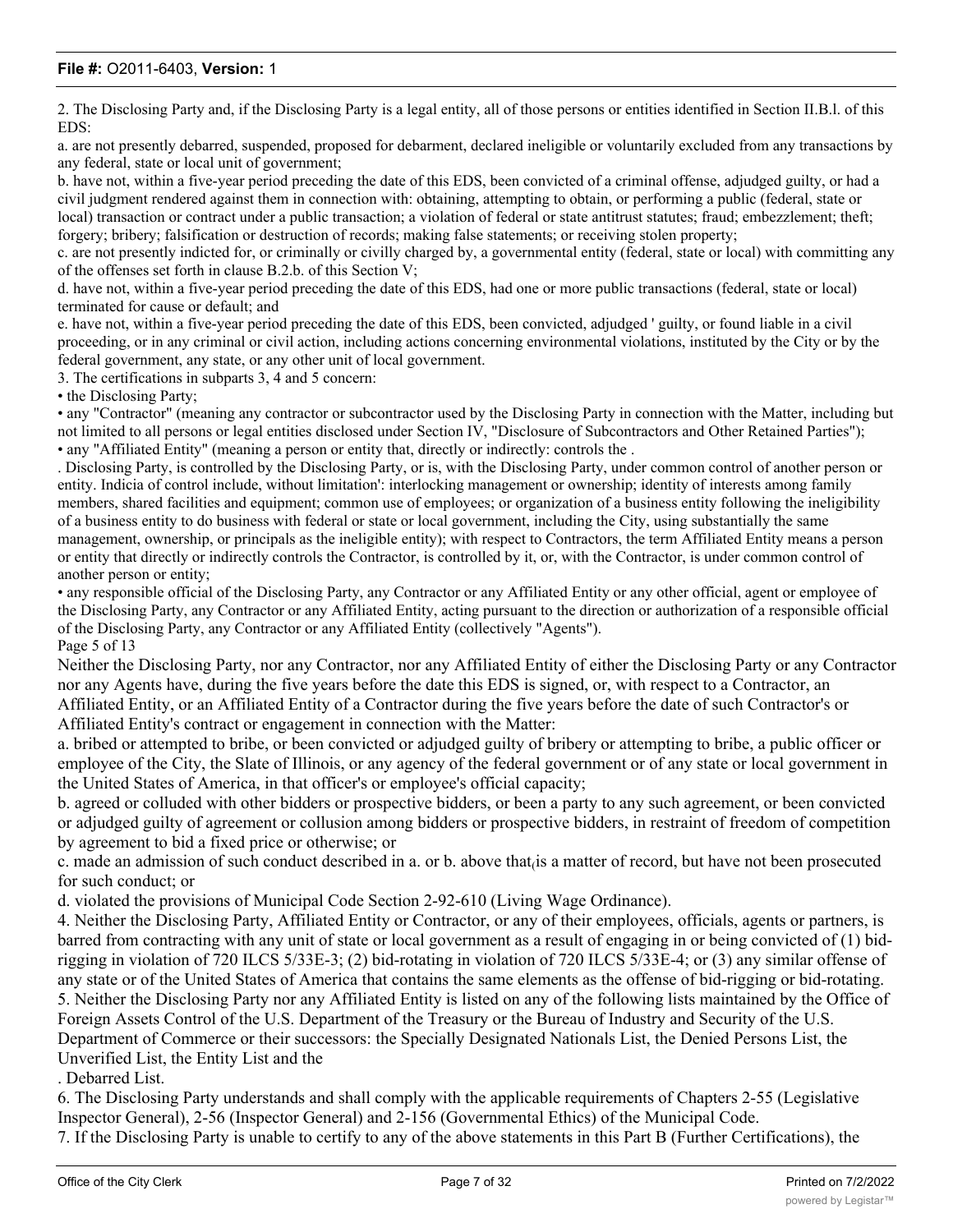2. The Disclosing Party and, if the Disclosing Party is a legal entity, all of those persons or entities identified in Section II.B.l. of this EDS:

a. are not presently debarred, suspended, proposed for debarment, declared ineligible or voluntarily excluded from any transactions by any federal, state or local unit of government;

b. have not, within a five-year period preceding the date of this EDS, been convicted of a criminal offense, adjudged guilty, or had a civil judgment rendered against them in connection with: obtaining, attempting to obtain, or performing a public (federal, state or local) transaction or contract under a public transaction; a violation of federal or state antitrust statutes; fraud; embezzlement; theft; forgery; bribery; falsification or destruction of records; making false statements; or receiving stolen property;

c. are not presently indicted for, or criminally or civilly charged by, a governmental entity (federal, state or local) with committing any of the offenses set forth in clause B.2.b. of this Section V;

d. have not, within a five-year period preceding the date of this EDS, had one or more public transactions (federal, state or local) terminated for cause or default; and

e. have not, within a five-year period preceding the date of this EDS, been convicted, adjudged ' guilty, or found liable in a civil proceeding, or in any criminal or civil action, including actions concerning environmental violations, instituted by the City or by the federal government, any state, or any other unit of local government.

3. The certifications in subparts 3, 4 and 5 concern:

- the Disclosing Party;
- any "Contractor" (meaning any contractor or subcontractor used by the Disclosing Party in connection with the Matter, including but not limited to all persons or legal entities disclosed under Section IV, "Disclosure of Subcontractors and Other Retained Parties");
- any "Affiliated Entity" (meaning a person or entity that, directly or indirectly: controls the . . Disclosing Party, is controlled by the Disclosing Party, or is, with the Disclosing Party, under common control of another person or entity. Indicia of control include, without limitation': interlocking management or ownership; identity of interests among family members, shared facilities and equipment; common use of employees; or organization of a business entity following the ineligibility of a business entity to do business with federal or state or local government, including the City, using substantially the same management, ownership, or principals as the ineligible entity); with respect to Contractors, the term Affiliated Entity means a person or entity that directly or indirectly controls the Contractor, is controlled by it, or, with the Contractor, is under common control of another person or entity;
- any responsible official of the Disclosing Party, any Contractor or any Affiliated Entity or any other official, agent or employee of the Disclosing Party, any Contractor or any Affiliated Entity, acting pursuant to the direction or authorization of a responsible official of the Disclosing Party, any Contractor or any Affiliated Entity (collectively "Agents").

Page 5 of 13

Neither the Disclosing Party, nor any Contractor, nor any Affiliated Entity of either the Disclosing Party or any Contractor nor any Agents have, during the five years before the date this EDS is signed, or, with respect to a Contractor, an Affiliated Entity, or an Affiliated Entity of a Contractor during the five years before the date of such Contractor's or Affiliated Entity's contract or engagement in connection with the Matter:

a. bribed or attempted to bribe, or been convicted or adjudged guilty of bribery or attempting to bribe, a public officer or employee of the City, the Slate of Illinois, or any agency of the federal government or of any state or local government in the United States of America, in that officer's or employee's official capacity;

b. agreed or colluded with other bidders or prospective bidders, or been a party to any such agreement, or been convicted or adjudged guilty of agreement or collusion among bidders or prospective bidders, in restraint of freedom of competition by agreement to bid a fixed price or otherwise; or

c. made an admission of such conduct described in a. or b. above that(is a matter of record, but have not been prosecuted for such conduct; or

d. violated the provisions of Municipal Code Section 2-92-610 (Living Wage Ordinance).

4. Neither the Disclosing Party, Affiliated Entity or Contractor, or any of their employees, officials, agents or partners, is barred from contracting with any unit of state or local government as a result of engaging in or being convicted of (1) bid-rigging in violation of 720 ILCS 5/33E-3; (2) bid-rotating in violation of 720 ILCS 5/33E-4; or (3) any similar offense of any state or of the United States of America that contains the same elements as the offense of bid-rigging or bid-rotating.

5. Neither the Disclosing Party nor any Affiliated Entity is listed on any of the following lists maintained by the Office of Foreign Assets Control of the U.S. Department of the Treasury or the Bureau of Industry and Security of the U.S. Department of Commerce or their successors: the Specially Designated Nationals List, the Denied Persons List, the Unverified List, the Entity List and the . Debarred List.

6. The Disclosing Party understands and shall comply with the applicable requirements of Chapters 2-55 (Legislative Inspector General), 2-56 (Inspector General) and 2-156 (Governmental Ethics) of the Municipal Code.

7. If the Disclosing Party is unable to certify to any of the above statements in this Part B (Further Certifications), the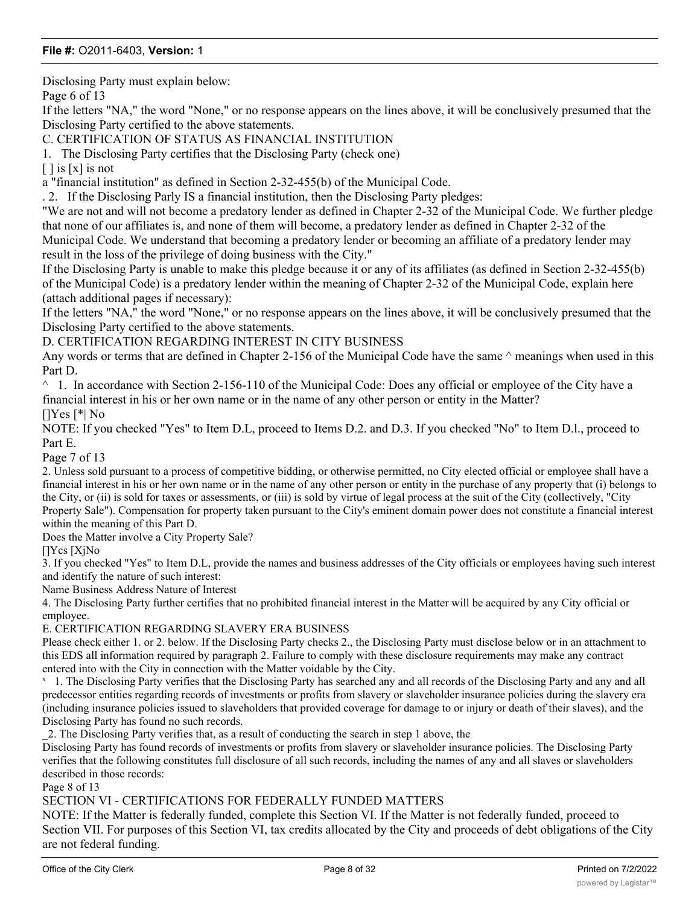Disclosing Party must explain below:

Page 6 of 13

If the letters "NA," the word "None," or no response appears on the lines above, it will be conclusively presumed that the Disclosing Party certified to the above statements.

C. CERTIFICATION OF STATUS AS FINANCIAL INSTITUTION

1. The Disclosing Party certifies that the Disclosing Party (check one)

[ ] is [x] is not

a "financial institution" as defined in Section 2-32-455(b) of the Municipal Code.

. 2. If the Disclosing Parly IS a financial institution, then the Disclosing Party pledges:

"We are not and will not become a predatory lender as defined in Chapter 2-32 of the Municipal Code. We further pledge that none of our affiliates is, and none of them will become, a predatory lender as defined in Chapter 2-32 of the Municipal Code. We understand that becoming a predatory lender or becoming an affiliate of a predatory lender may result in the loss of the privilege of doing business with the City."

If the Disclosing Party is unable to make this pledge because it or any of its affiliates (as defined in Section 2-32-455(b) of the Municipal Code) is a predatory lender within the meaning of Chapter 2-32 of the Municipal Code, explain here (attach additional pages if necessary):

If the letters "NA," the word "None," or no response appears on the lines above, it will be conclusively presumed that the Disclosing Party certified to the above statements.

D. CERTIFICATION REGARDING INTEREST IN CITY BUSINESS

Any words or terms that are defined in Chapter 2-156 of the Municipal Code have the same ^ meanings when used in this Part D.

^ 1. In accordance with Section 2-156-110 of the Municipal Code: Does any official or employee of the City have a financial interest in his or her own name or in the name of any other person or entity in the Matter?

[]Yes [*| No

NOTE: If you checked "Yes" to Item D.L, proceed to Items D.2. and D.3. If you checked "No" to Item D.l., proceed to Part E.

Page 7 of 13

2. Unless sold pursuant to a process of competitive bidding, or otherwise permitted, no City elected official or employee shall have a financial interest in his or her own name or in the name of any other person or entity in the purchase of any property that (i) belongs to the City, or (ii) is sold for taxes or assessments, or (iii) is sold by virtue of legal process at the suit of the City (collectively, "City Property Sale"). Compensation for property taken pursuant to the City's eminent domain power does not constitute a financial interest within the meaning of this Part D.

Does the Matter involve a City Property Sale?

[]Ycs [XjNo

3. If you checked "Yes" to Item D.L, provide the names and business addresses of the City officials or employees having such interest and identify the nature of such interest:

Name Business Address Nature of Interest

4. The Disclosing Party further certifies that no prohibited financial interest in the Matter will be acquired by any City official or employee.

E. CERTIFICATION REGARDING SLAVERY ERA BUSINESS

Please check either 1. or 2. below. If the Disclosing Party checks 2., the Disclosing Party must disclose below or in an attachment to this EDS all information required by paragraph 2. Failure to comply with these disclosure requirements may make any contract entered into with the City in connection with the Matter voidable by the City.

x 1. The Disclosing Party verifies that the Disclosing Party has searched any and all records of the Disclosing Party and any and all predecessor entities regarding records of investments or profits from slavery or slaveholder insurance policies during the slavery era (including insurance policies issued to slaveholders that provided coverage for damage to or injury or death of their slaves), and the Disclosing Party has found no such records.

_2. The Disclosing Party verifies that, as a result of conducting the search in step 1 above, the Disclosing Party has found records of investments or profits from slavery or slaveholder insurance policies. The Disclosing Party verifies that the following constitutes full disclosure of all such records, including the names of any and all slaves or slaveholders described in those records:

Page 8 of 13

SECTION VI - CERTIFICATIONS FOR FEDERALLY FUNDED MATTERS

NOTE: If the Matter is federally funded, complete this Section VI. If the Matter is not federally funded, proceed to Section VII. For purposes of this Section VI, tax credits allocated by the City and proceeds of debt obligations of the City are not federal funding.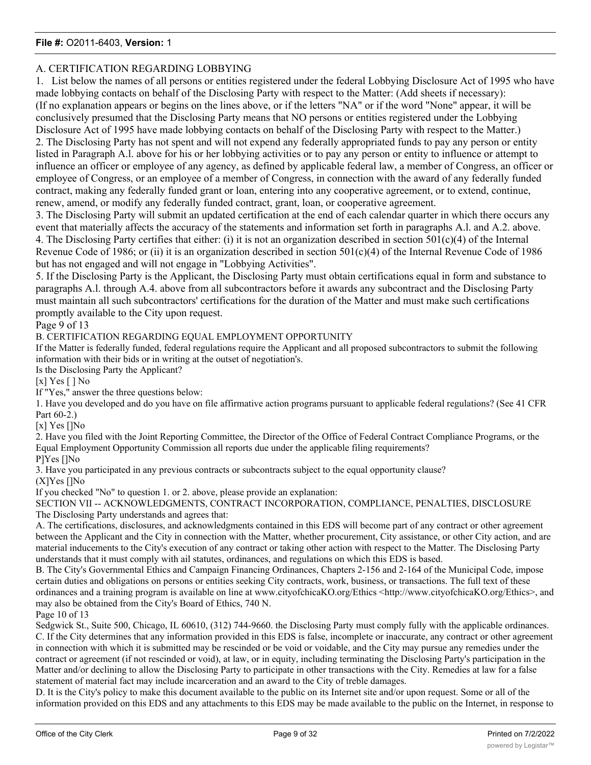## A. CERTIFICATION REGARDING LOBBYING

1. List below the names of all persons or entities registered under the federal Lobbying Disclosure Act of 1995 who have made lobbying contacts on behalf of the Disclosing Party with respect to the Matter: (Add sheets if necessary):

(If no explanation appears or begins on the lines above, or if the letters "NA" or if the word "None" appear, it will be conclusively presumed that the Disclosing Party means that NO persons or entities registered under the Lobbying Disclosure Act of 1995 have made lobbying contacts on behalf of the Disclosing Party with respect to the Matter.)

2. The Disclosing Party has not spent and will not expend any federally appropriated funds to pay any person or entity listed in Paragraph A.l. above for his or her lobbying activities or to pay any person or entity to influence or attempt to influence an officer or employee of any agency, as defined by applicable federal law, a member of Congress, an officer or employee of Congress, or an employee of a member of Congress, in connection with the award of any federally funded contract, making any federally funded grant or loan, entering into any cooperative agreement, or to extend, continue, renew, amend, or modify any federally funded contract, grant, loan, or cooperative agreement.

3. The Disclosing Party will submit an updated certification at the end of each calendar quarter in which there occurs any event that materially affects the accuracy of the statements and information set forth in paragraphs A.l. and A.2. above.

4. The Disclosing Party certifies that either: (i) it is not an organization described in section 501(c)(4) of the Internal Revenue Code of 1986; or (ii) it is an organization described in section 501(c)(4) of the Internal Revenue Code of 1986 but has not engaged and will not engage in "Lobbying Activities".

5. If the Disclosing Party is the Applicant, the Disclosing Party must obtain certifications equal in form and substance to paragraphs A.l. through A.4. above from all subcontractors before it awards any subcontract and the Disclosing Party must maintain all such subcontractors' certifications for the duration of the Matter and must make such certifications promptly available to the City upon request.

Page 9 of 13

## B. CERTIFICATION REGARDING EQUAL EMPLOYMENT OPPORTUNITY

If the Matter is federally funded, federal regulations require the Applicant and all proposed subcontractors to submit the following information with their bids or in writing at the outset of negotiation's.

Is the Disclosing Party the Applicant?

[x] Yes [ ] No

If "Yes," answer the three questions below:

1. Have you developed and do you have on file affirmative action programs pursuant to applicable federal regulations? (See 41 CFR Part 60-2.)

[x] Yes []No

2. Have you filed with the Joint Reporting Committee, the Director of the Office of Federal Contract Compliance Programs, or the Equal Employment Opportunity Commission all reports due under the applicable filing requirements?

P]Yes []No

3. Have you participated in any previous contracts or subcontracts subject to the equal opportunity clause?

(X]Yes []No

If you checked "No" to question 1. or 2. above, please provide an explanation:

## SECTION VII -- ACKNOWLEDGMENTS, CONTRACT INCORPORATION, COMPLIANCE, PENALTIES, DISCLOSURE

The Disclosing Party understands and agrees that:

A. The certifications, disclosures, and acknowledgments contained in this EDS will become part of any contract or other agreement between the Applicant and the City in connection with the Matter, whether procurement, City assistance, or other City action, and are material inducements to the City's execution of any contract or taking other action with respect to the Matter. The Disclosing Party understands that it must comply with ail statutes, ordinances, and regulations on which this EDS is based.

B. The City's Governmental Ethics and Campaign Financing Ordinances, Chapters 2-156 and 2-164 of the Municipal Code, impose certain duties and obligations on persons or entities seeking City contracts, work, business, or transactions. The full text of these ordinances and a training program is available on line at www.cityofchicaKO.org/Ethics <http://www.cityofchicaKO.org/Ethics>, and may also be obtained from the City's Board of Ethics, 740 N.

Page 10 of 13

Sedgwick St., Suite 500, Chicago, IL 60610, (312) 744-9660. the Disclosing Party must comply fully with the applicable ordinances.

C. If the City determines that any information provided in this EDS is false, incomplete or inaccurate, any contract or other agreement in connection with which it is submitted may be rescinded or be void or voidable, and the City may pursue any remedies under the contract or agreement (if not rescinded or void), at law, or in equity, including terminating the Disclosing Party's participation in the Matter and/or declining to allow the Disclosing Party to participate in other transactions with the City. Remedies at law for a false statement of material fact may include incarceration and an award to the City of treble damages.

D. It is the City's policy to make this document available to the public on its Internet site and/or upon request. Some or all of the information provided on this EDS and any attachments to this EDS may be made available to the public on the Internet, in response to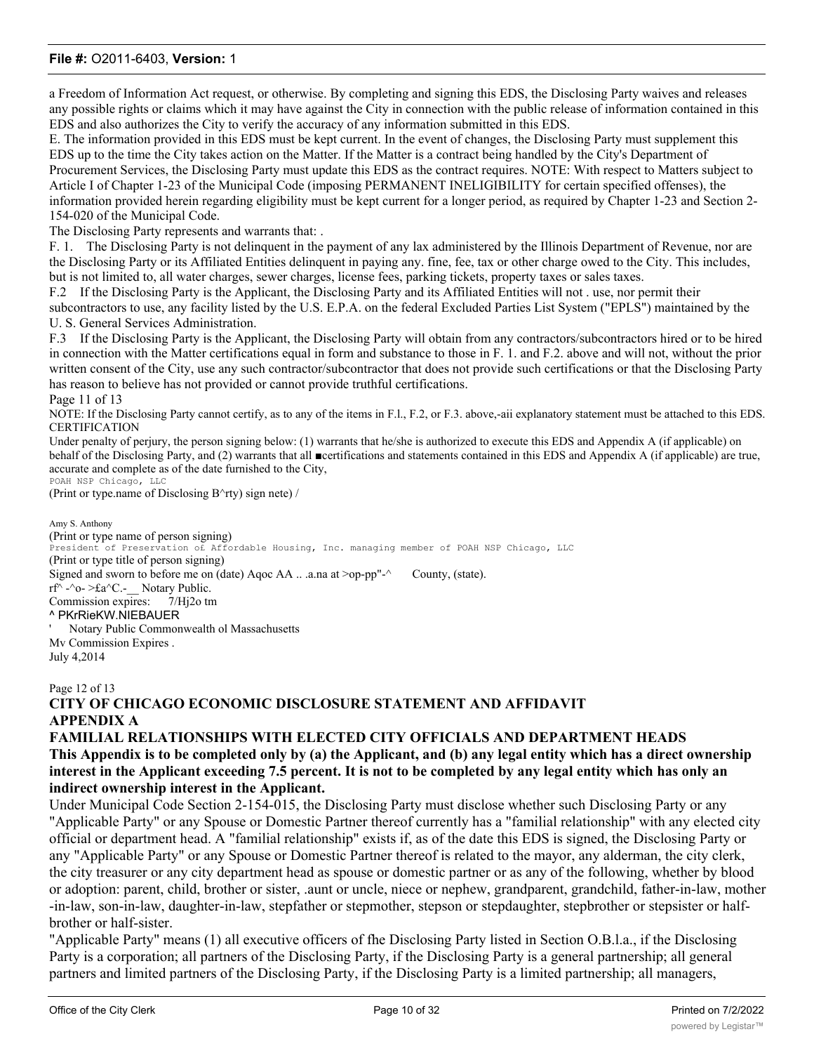a Freedom of Information Act request, or otherwise. By completing and signing this EDS, the Disclosing Party waives and releases any possible rights or claims which it may have against the City in connection with the public release of information contained in this EDS and also authorizes the City to verify the accuracy of any information submitted in this EDS.

E. The information provided in this EDS must be kept current. In the event of changes, the Disclosing Party must supplement this EDS up to the time the City takes action on the Matter. If the Matter is a contract being handled by the City's Department of Procurement Services, the Disclosing Party must update this EDS as the contract requires. NOTE: With respect to Matters subject to Article I of Chapter 1-23 of the Municipal Code (imposing PERMANENT INELIGIBILITY for certain specified offenses), the information provided herein regarding eligibility must be kept current for a longer period, as required by Chapter 1-23 and Section 2-154-020 of the Municipal Code.

The Disclosing Party represents and warrants that: .

F. 1. The Disclosing Party is not delinquent in the payment of any lax administered by the Illinois Department of Revenue, nor are the Disclosing Party or its Affiliated Entities delinquent in paying any. fine, fee, tax or other charge owed to the City. This includes, but is not limited to, all water charges, sewer charges, license fees, parking tickets, property taxes or sales taxes.

F.2 If the Disclosing Party is the Applicant, the Disclosing Party and its Affiliated Entities will not . use, nor permit their subcontractors to use, any facility listed by the U.S. E.P.A. on the federal Excluded Parties List System ("EPLS") maintained by the U. S. General Services Administration.

F.3 If the Disclosing Party is the Applicant, the Disclosing Party will obtain from any contractors/subcontractors hired or to be hired in connection with the Matter certifications equal in form and substance to those in F. 1. and F.2. above and will not, without the prior written consent of the City, use any such contractor/subcontractor that does not provide such certifications or that the Disclosing Party has reason to believe has not provided or cannot provide truthful certifications.

Page 11 of 13

NOTE: If the Disclosing Party cannot certify, as to any of the items in F.l., F.2, or F.3. above,-aii explanatory statement must be attached to this EDS.

CERTIFICATION

Under penalty of perjury, the person signing below: (1) warrants that he/she is authorized to execute this EDS and Appendix A (if applicable) on behalf of the Disclosing Party, and (2) warrants that all ■certifications and statements contained in this EDS and Appendix A (if applicable) are true, accurate and complete as of the date furnished to the City,

POAH NSP Chicago, LLC

(Print or type.name of Disclosing B^rty) sign nete) /

Amy S. Anthony

(Print or type name of person signing)

President of Preservation of Affordable Housing, Inc. managing member of POAH NSP Chicago, LLC

(Print or type title of person signing)

Signed and sworn to before me on (date) Aqoc AA .. .a.na at >op-pp"-^ County, (state).

rf^ -^o- >£a^C.-__ Notary Public.

Commission expires: 7/Hj2o tm

^ PKrRieKW.NIEBAUER

' Notary Public Commonwealth ol Massachusetts

Mv Commission Expires .

July 4,2014

Page 12 of 13

**CITY OF CHICAGO ECONOMIC DISCLOSURE STATEMENT AND AFFIDAVIT**

**APPENDIX A**

**FAMILIAL RELATIONSHIPS WITH ELECTED CITY OFFICIALS AND DEPARTMENT HEADS**

**This Appendix is to be completed only by (a) the Applicant, and (b) any legal entity which has a direct ownership interest in the Applicant exceeding 7.5 percent. It is not to be completed by any legal entity which has only an indirect ownership interest in the Applicant.**

Under Municipal Code Section 2-154-015, the Disclosing Party must disclose whether such Disclosing Party or any "Applicable Party" or any Spouse or Domestic Partner thereof currently has a "familial relationship" with any elected city official or department head. A "familial relationship" exists if, as of the date this EDS is signed, the Disclosing Party or any "Applicable Party" or any Spouse or Domestic Partner thereof is related to the mayor, any alderman, the city clerk, the city treasurer or any city department head as spouse or domestic partner or as any of the following, whether by blood or adoption: parent, child, brother or sister, .aunt or uncle, niece or nephew, grandparent, grandchild, father-in-law, mother -in-law, son-in-law, daughter-in-law, stepfather or stepmother, stepson or stepdaughter, stepbrother or stepsister or half-brother or half-sister.

"Applicable Party" means (1) all executive officers of fhe Disclosing Party listed in Section O.B.l.a., if the Disclosing Party is a corporation; all partners of the Disclosing Party, if the Disclosing Party is a general partnership; all general partners and limited partners of the Disclosing Party, if the Disclosing Party is a limited partnership; all managers,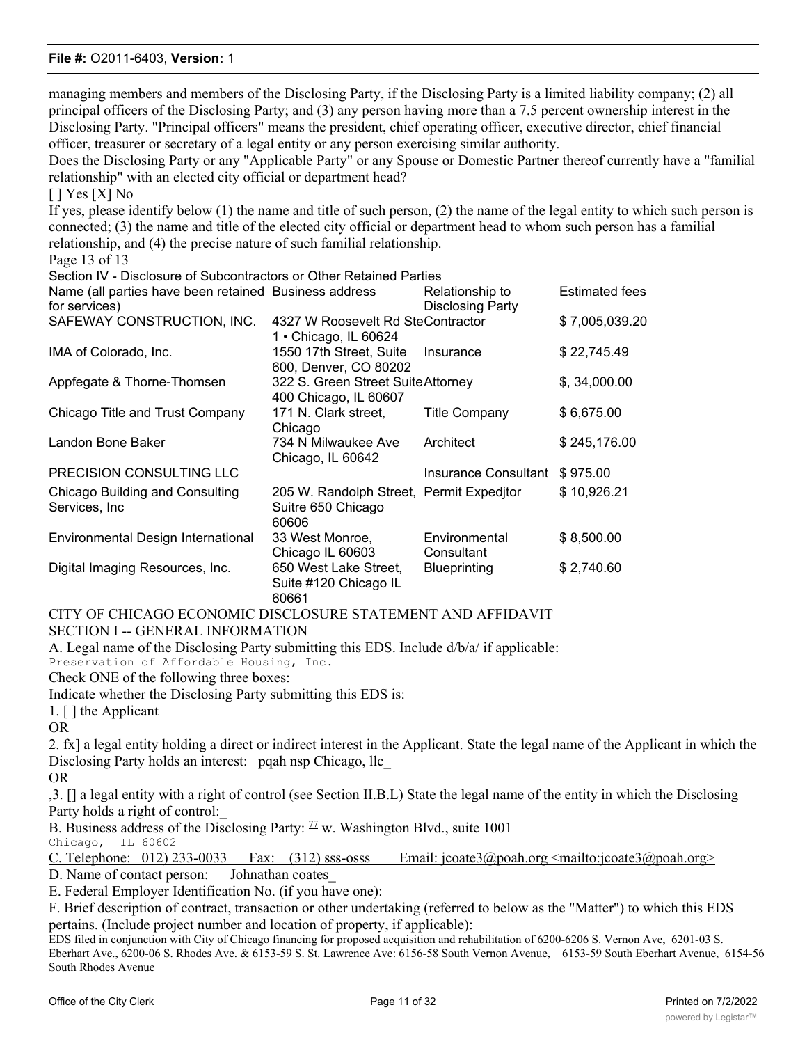managing members and members of the Disclosing Party, if the Disclosing Party is a limited liability company; (2) all principal officers of the Disclosing Party; and (3) any person having more than a 7.5 percent ownership interest in the Disclosing Party. "Principal officers" means the president, chief operating officer, executive director, chief financial officer, treasurer or secretary of a legal entity or any person exercising similar authority.

Does the Disclosing Party or any "Applicable Party" or any Spouse or Domestic Partner thereof currently have a "familial relationship" with an elected city official or department head?

[ ] Yes [X] No

If yes, please identify below (1) the name and title of such person, (2) the name of the legal entity to which such person is connected; (3) the name and title of the elected city official or department head to whom such person has a familial relationship, and (4) the precise nature of such familial relationship.

Page 13 of 13

Section IV - Disclosure of Subcontractors or Other Retained Parties

| Name (all parties have been retained for services) | Business address | Relationship to Disclosing Party | Estimated fees |
|---|---|---|---|
| SAFEWAY CONSTRUCTION, INC. | 4327 W Roosevelt Rd Ste 1 • Chicago, IL 60624 | Contractor | $ 7,005,039.20 |
| IMA of Colorado, Inc. | 1550 17th Street, Suite 600, Denver, CO 80202 | Insurance | $ 22,745.49 |
| Appfegate & Thorne-Thomsen | 322 S. Green Street Suite 400 Chicago, IL 60607 | Attorney | $, 34,000.00 |
| Chicago Title and Trust Company | 171 N. Clark street, Chicago | Title Company | $ 6,675.00 |
| Landon Bone Baker | 734 N Milwaukee Ave Chicago, IL 60642 | Architect | $ 245,176.00 |
| PRECISION CONSULTING LLC | | Insurance Consultant | $ 975.00 |
| Chicago Building and Consulting Services, Inc | 205 W. Randolph Street, Suitre 650 Chicago 60606 | Permit Expedjtor | $ 10,926.21 |
| Environmental Design International | 33 West Monroe, Chicago IL 60603 | Environmental Consultant | $ 8,500.00 |
| Digital Imaging Resources, Inc. | 650 West Lake Street, Suite #120 Chicago IL 60661 | Blueprinting | $ 2,740.60 |

CITY OF CHICAGO ECONOMIC DISCLOSURE STATEMENT AND AFFIDAVIT

SECTION I -- GENERAL INFORMATION

A. Legal name of the Disclosing Party submitting this EDS. Include d/b/a/ if applicable:
Preservation of Affordable Housing, Inc.

Check ONE of the following three boxes:

Indicate whether the Disclosing Party submitting this EDS is:

1. [ ] the Applicant

OR

2. fx] a legal entity holding a direct or indirect interest in the Applicant. State the legal name of the Applicant in which the Disclosing Party holds an interest: pqah nsp Chicago, llc_

OR

,3. [] a legal entity with a right of control (see Section II.B.L) State the legal name of the entity in which the Disclosing Party holds a right of control:_

B. Business address of the Disclosing Party: 77 w. Washington Blvd., suite 1001
Chicago, IL 60602

C. Telephone: 012) 233-0033 Fax: (312) sss-osss Email: jcoate3@poah.org <mailto:jcoate3@poah.org>

D. Name of contact person: Johnathan coates_

E. Federal Employer Identification No. (if you have one):

F. Brief description of contract, transaction or other undertaking (referred to below as the "Matter") to which this EDS pertains. (Include project number and location of property, if applicable):

EDS filed in conjunction with City of Chicago financing for proposed acquisition and rehabilitation of 6200-6206 S. Vernon Ave, 6201-03 S. Eberhart Ave., 6200-06 S. Rhodes Ave. & 6153-59 S. St. Lawrence Ave: 6156-58 South Vernon Avenue, 6153-59 South Eberhart Avenue, 6154-56 South Rhodes Avenue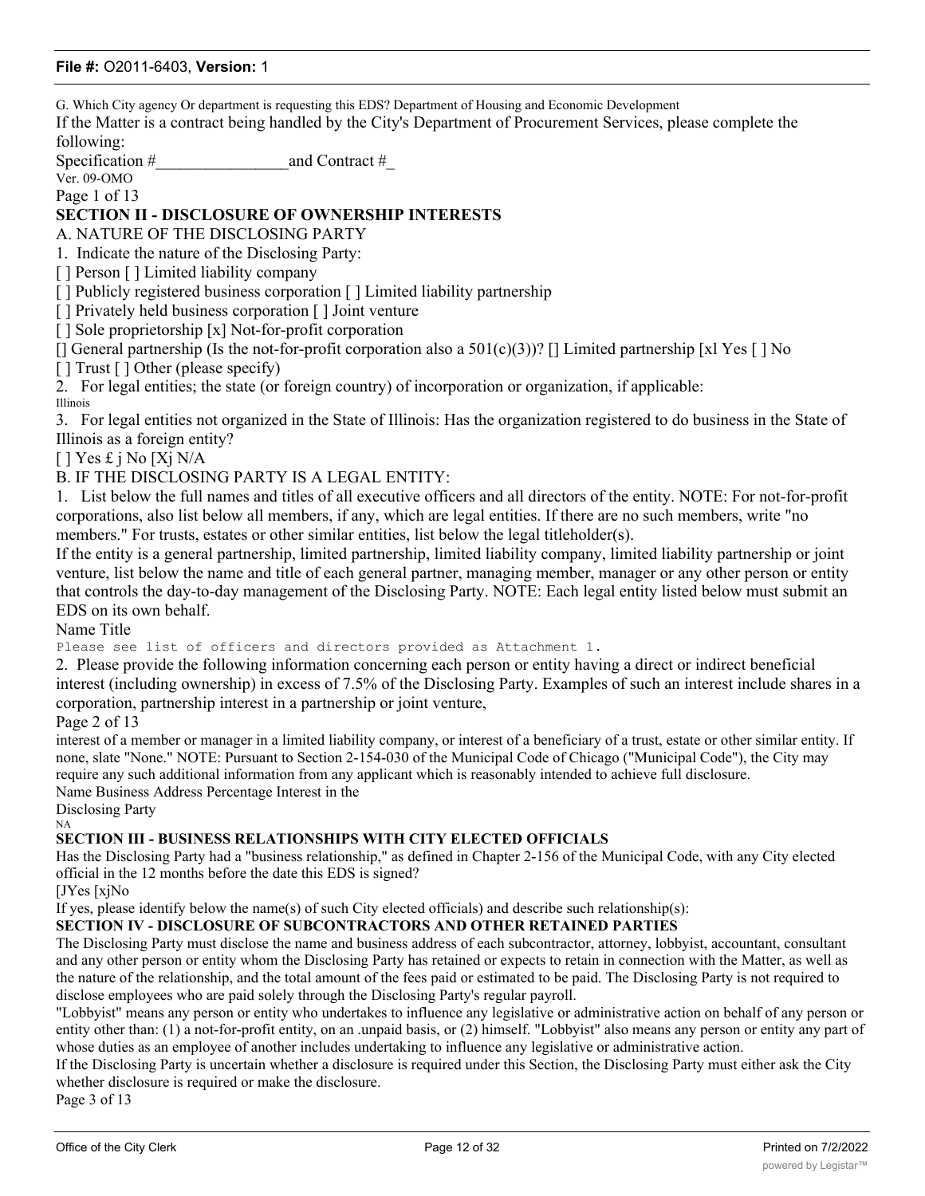G. Which City agency Or department is requesting this EDS? Department of Housing and Economic Development

If the Matter is a contract being handled by the City's Department of Procurement Services, please complete the following:

Specification #________________and Contract #_

Ver. 09-OMO

## SECTION II - DISCLOSURE OF OWNERSHIP INTERESTS

A. NATURE OF THE DISCLOSING PARTY

1. Indicate the nature of the Disclosing Party:

[ ] Person [ ] Limited liability company

[ ] Publicly registered business corporation [ ] Limited liability partnership

[ ] Privately held business corporation [ ] Joint venture

[ ] Sole proprietorship [x] Not-for-profit corporation

[] General partnership (Is the not-for-profit corporation also a 501(c)(3))? [] Limited partnership [xl Yes [ ] No

[ ] Trust [ ] Other (please specify)

2. For legal entities; the state (or foreign country) of incorporation or organization, if applicable:

Illinois

3. For legal entities not organized in the State of Illinois: Has the organization registered to do business in the State of Illinois as a foreign entity?

[ ] Yes £ j No [Xj N/A

B. IF THE DISCLOSING PARTY IS A LEGAL ENTITY:

1. List below the full names and titles of all executive officers and all directors of the entity. NOTE: For not-for-profit corporations, also list below all members, if any, which are legal entities. If there are no such members, write "no members." For trusts, estates or other similar entities, list below the legal titleholder(s).

If the entity is a general partnership, limited partnership, limited liability company, limited liability partnership or joint venture, list below the name and title of each general partner, managing member, manager or any other person or entity that controls the day-to-day management of the Disclosing Party. NOTE: Each legal entity listed below must submit an EDS on its own behalf.

Name Title

Please see list of officers and directors provided as Attachment 1.

2. Please provide the following information concerning each person or entity having a direct or indirect beneficial interest (including ownership) in excess of 7.5% of the Disclosing Party. Examples of such an interest include shares in a corporation, partnership interest in a partnership or joint venture,

interest of a member or manager in a limited liability company, or interest of a beneficiary of a trust, estate or other similar entity. If none, slate "None." NOTE: Pursuant to Section 2-154-030 of the Municipal Code of Chicago ("Municipal Code"), the City may require any such additional information from any applicant which is reasonably intended to achieve full disclosure.

Name Business Address Percentage Interest in the Disclosing Party

NA

## SECTION III - BUSINESS RELATIONSHIPS WITH CITY ELECTED OFFICIALS

Has the Disclosing Party had a "business relationship," as defined in Chapter 2-156 of the Municipal Code, with any City elected official in the 12 months before the date this EDS is signed?

[JYes [xjNo

If yes, please identify below the name(s) of such City elected officials) and describe such relationship(s):

## SECTION IV - DISCLOSURE OF SUBCONTRACTORS AND OTHER RETAINED PARTIES

The Disclosing Party must disclose the name and business address of each subcontractor, attorney, lobbyist, accountant, consultant and any other person or entity whom the Disclosing Party has retained or expects to retain in connection with the Matter, as well as the nature of the relationship, and the total amount of the fees paid or estimated to be paid. The Disclosing Party is not required to disclose employees who are paid solely through the Disclosing Party's regular payroll.

"Lobbyist" means any person or entity who undertakes to influence any legislative or administrative action on behalf of any person or entity other than: (1) a not-for-profit entity, on an .unpaid basis, or (2) himself. "Lobbyist" also means any person or entity any part of whose duties as an employee of another includes undertaking to influence any legislative or administrative action.

If the Disclosing Party is uncertain whether a disclosure is required under this Section, the Disclosing Party must either ask the City whether disclosure is required or make the disclosure.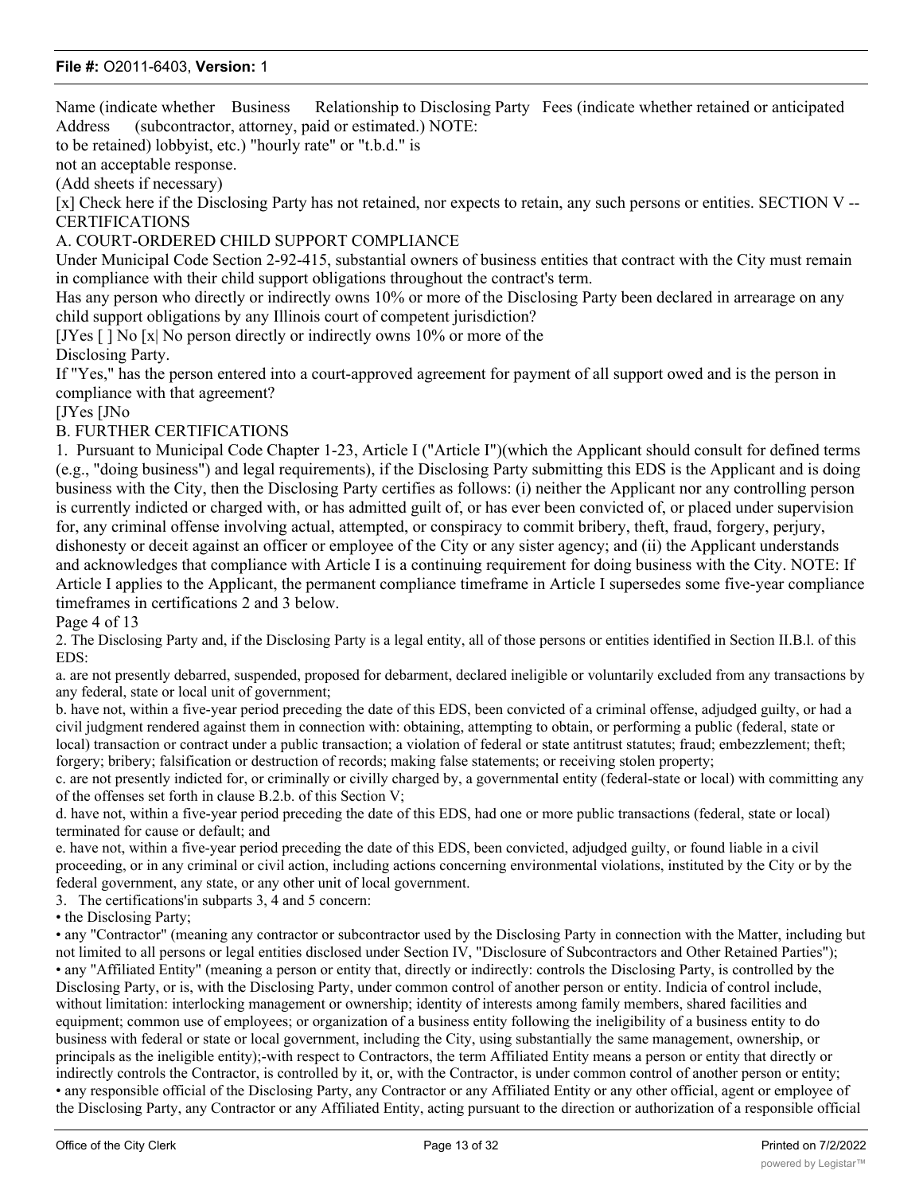Name (indicate whether Business Relationship to Disclosing Party Fees (indicate whether retained or anticipated Address (subcontractor, attorney, paid or estimated.) NOTE:
to be retained) lobbyist, etc.) "hourly rate" or "t.b.d." is
not an acceptable response.

(Add sheets if necessary)

[x] Check here if the Disclosing Party has not retained, nor expects to retain, any such persons or entities. SECTION V -- CERTIFICATIONS

A. COURT-ORDERED CHILD SUPPORT COMPLIANCE

Under Municipal Code Section 2-92-415, substantial owners of business entities that contract with the City must remain in compliance with their child support obligations throughout the contract's term.

Has any person who directly or indirectly owns 10% or more of the Disclosing Party been declared in arrearage on any child support obligations by any Illinois court of competent jurisdiction?

[JYes [ ] No [x| No person directly or indirectly owns 10% or more of the
Disclosing Party.

If "Yes," has the person entered into a court-approved agreement for payment of all support owed and is the person in compliance with that agreement?

[JYes [JNo

B. FURTHER CERTIFICATIONS

1. Pursuant to Municipal Code Chapter 1-23, Article I ("Article I")(which the Applicant should consult for defined terms (e.g., "doing business") and legal requirements), if the Disclosing Party submitting this EDS is the Applicant and is doing business with the City, then the Disclosing Party certifies as follows: (i) neither the Applicant nor any controlling person is currently indicted or charged with, or has admitted guilt of, or has ever been convicted of, or placed under supervision for, any criminal offense involving actual, attempted, or conspiracy to commit bribery, theft, fraud, forgery, perjury, dishonesty or deceit against an officer or employee of the City or any sister agency; and (ii) the Applicant understands and acknowledges that compliance with Article I is a continuing requirement for doing business with the City. NOTE: If Article I applies to the Applicant, the permanent compliance timeframe in Article I supersedes some five-year compliance timeframes in certifications 2 and 3 below.

Page 4 of 13

2. The Disclosing Party and, if the Disclosing Party is a legal entity, all of those persons or entities identified in Section II.B.l. of this EDS:

a. are not presently debarred, suspended, proposed for debarment, declared ineligible or voluntarily excluded from any transactions by any federal, state or local unit of government;

b. have not, within a five-year period preceding the date of this EDS, been convicted of a criminal offense, adjudged guilty, or had a civil judgment rendered against them in connection with: obtaining, attempting to obtain, or performing a public (federal, state or local) transaction or contract under a public transaction; a violation of federal or state antitrust statutes; fraud; embezzlement; theft; forgery; bribery; falsification or destruction of records; making false statements; or receiving stolen property;

c. are not presently indicted for, or criminally or civilly charged by, a governmental entity (federal-state or local) with committing any of the offenses set forth in clause B.2.b. of this Section V;

d. have not, within a five-year period preceding the date of this EDS, had one or more public transactions (federal, state or local) terminated for cause or default; and

e. have not, within a five-year period preceding the date of this EDS, been convicted, adjudged guilty, or found liable in a civil proceeding, or in any criminal or civil action, including actions concerning environmental violations, instituted by the City or by the federal government, any state, or any other unit of local government.

3. The certifications'in subparts 3, 4 and 5 concern:

- the Disclosing Party;
- any "Contractor" (meaning any contractor or subcontractor used by the Disclosing Party in connection with the Matter, including but not limited to all persons or legal entities disclosed under Section IV, "Disclosure of Subcontractors and Other Retained Parties");
- any "Affiliated Entity" (meaning a person or entity that, directly or indirectly: controls the Disclosing Party, is controlled by the Disclosing Party, or is, with the Disclosing Party, under common control of another person or entity. Indicia of control include, without limitation: interlocking management or ownership; identity of interests among family members, shared facilities and equipment; common use of employees; or organization of a business entity following the ineligibility of a business entity to do business with federal or state or local government, including the City, using substantially the same management, ownership, or principals as the ineligible entity);-with respect to Contractors, the term Affiliated Entity means a person or entity that directly or indirectly controls the Contractor, is controlled by it, or, with the Contractor, is under common control of another person or entity;
- any responsible official of the Disclosing Party, any Contractor or any Affiliated Entity or any other official, agent or employee of the Disclosing Party, any Contractor or any Affiliated Entity, acting pursuant to the direction or authorization of a responsible official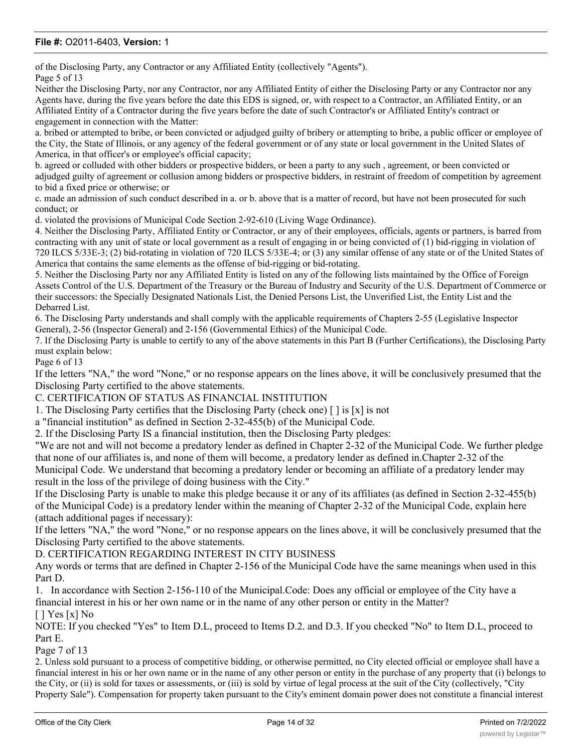of the Disclosing Party, any Contractor or any Affiliated Entity (collectively "Agents").

Page 5 of 13

Neither the Disclosing Party, nor any Contractor, nor any Affiliated Entity of either the Disclosing Party or any Contractor nor any Agents have, during the five years before the date this EDS is signed, or, with respect to a Contractor, an Affiliated Entity, or an Affiliated Entity of a Contractor during the five years before the date of such Contractor's or Affiliated Entity's contract or engagement in connection with the Matter:

a. bribed or attempted to bribe, or been convicted or adjudged guilty of bribery or attempting to bribe, a public officer or employee of the City, the State of Illinois, or any agency of the federal government or of any state or local government in the United Slates of America, in that officer's or employee's official capacity;

b. agreed or colluded with other bidders or prospective bidders, or been a party to any such , agreement, or been convicted or adjudged guilty of agreement or collusion among bidders or prospective bidders, in restraint of freedom of competition by agreement to bid a fixed price or otherwise; or

c. made an admission of such conduct described in a. or b. above that is a matter of record, but have not been prosecuted for such conduct; or

d. violated the provisions of Municipal Code Section 2-92-610 (Living Wage Ordinance).

4. Neither the Disclosing Party, Affiliated Entity or Contractor, or any of their employees, officials, agents or partners, is barred from contracting with any unit of state or local government as a result of engaging in or being convicted of (1) bid-rigging in violation of 720 ILCS 5/33E-3; (2) bid-rotating in violation of 720 ILCS 5/33E-4; or (3) any similar offense of any state or of the United States of America that contains the same elements as the offense of bid-rigging or bid-rotating.

5. Neither the Disclosing Party nor any Affiliated Entity is listed on any of the following lists maintained by the Office of Foreign Assets Control of the U.S. Department of the Treasury or the Bureau of Industry and Security of the U.S. Department of Commerce or their successors: the Specially Designated Nationals List, the Denied Persons List, the Unverified List, the Entity List and the Debarred List.

6. The Disclosing Party understands and shall comply with the applicable requirements of Chapters 2-55 (Legislative Inspector General), 2-56 (Inspector General) and 2-156 (Governmental Ethics) of the Municipal Code.

7. If the Disclosing Party is unable to certify to any of the above statements in this Part B (Further Certifications), the Disclosing Party must explain below:

Page 6 of 13

If the letters "NA," the word "None," or no response appears on the lines above, it will be conclusively presumed that the Disclosing Party certified to the above statements.

C. CERTIFICATION OF STATUS AS FINANCIAL INSTITUTION

1. The Disclosing Party certifies that the Disclosing Party (check one) [ ] is [x] is not a "financial institution" as defined in Section 2-32-455(b) of the Municipal Code.

2. If the Disclosing Party IS a financial institution, then the Disclosing Party pledges:

"We are not and will not become a predatory lender as defined in Chapter 2-32 of the Municipal Code. We further pledge that none of our affiliates is, and none of them will become, a predatory lender as defined in.Chapter 2-32 of the Municipal Code. We understand that becoming a predatory lender or becoming an affiliate of a predatory lender may result in the loss of the privilege of doing business with the City."

If the Disclosing Party is unable to make this pledge because it or any of its affiliates (as defined in Section 2-32-455(b) of the Municipal Code) is a predatory lender within the meaning of Chapter 2-32 of the Municipal Code, explain here (attach additional pages if necessary):

If the letters "NA," the word "None," or no response appears on the lines above, it will be conclusively presumed that the Disclosing Party certified to the above statements.

D. CERTIFICATION REGARDING INTEREST IN CITY BUSINESS

Any words or terms that are defined in Chapter 2-156 of the Municipal Code have the same meanings when used in this Part D.

1. In accordance with Section 2-156-110 of the Municipal.Code: Does any official or employee of the City have a financial interest in his or her own name or in the name of any other person or entity in the Matter?

[ ] Yes [x] No

NOTE: If you checked "Yes" to Item D.L, proceed to Items D.2. and D.3. If you checked "No" to Item D.L, proceed to Part E.

Page 7 of 13

2. Unless sold pursuant to a process of competitive bidding, or otherwise permitted, no City elected official or employee shall have a financial interest in his or her own name or in the name of any other person or entity in the purchase of any property that (i) belongs to the City, or (ii) is sold for taxes or assessments, or (iii) is sold by virtue of legal process at the suit of the City (collectively, "City Property Sale"). Compensation for property taken pursuant to the City's eminent domain power does not constitute a financial interest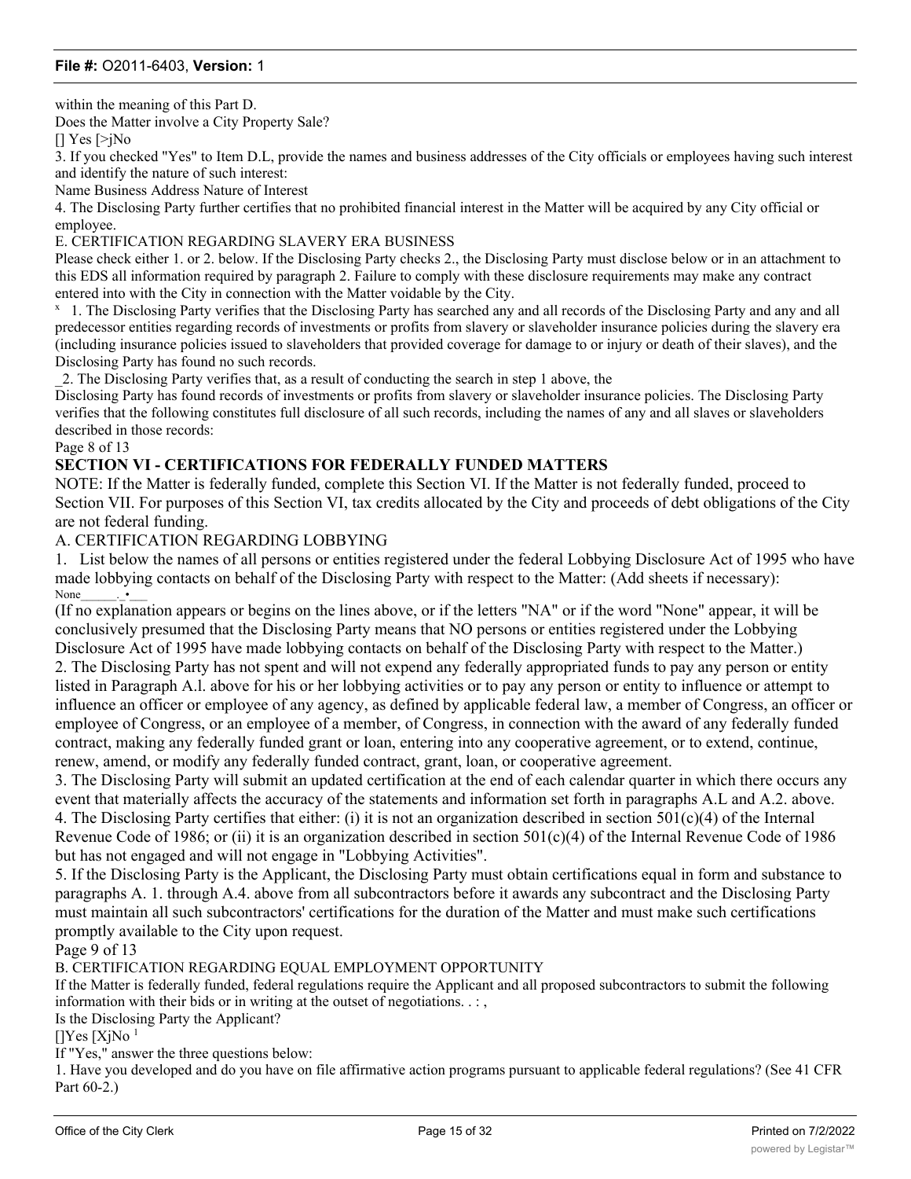within the meaning of this Part D.

Does the Matter involve a City Property Sale?

[] Yes [>jNo

3. If you checked "Yes" to Item D.L, provide the names and business addresses of the City officials or employees having such interest and identify the nature of such interest:

Name Business Address Nature of Interest

4. The Disclosing Party further certifies that no prohibited financial interest in the Matter will be acquired by any City official or employee.

E. CERTIFICATION REGARDING SLAVERY ERA BUSINESS

Please check either 1. or 2. below. If the Disclosing Party checks 2., the Disclosing Party must disclose below or in an attachment to this EDS all information required by paragraph 2. Failure to comply with these disclosure requirements may make any contract entered into with the City in connection with the Matter voidable by the City.

x 1. The Disclosing Party verifies that the Disclosing Party has searched any and all records of the Disclosing Party and any and all predecessor entities regarding records of investments or profits from slavery or slaveholder insurance policies during the slavery era (including insurance policies issued to slaveholders that provided coverage for damage to or injury or death of their slaves), and the Disclosing Party has found no such records.

_2. The Disclosing Party verifies that, as a result of conducting the search in step 1 above, the Disclosing Party has found records of investments or profits from slavery or slaveholder insurance policies. The Disclosing Party verifies that the following constitutes full disclosure of all such records, including the names of any and all slaves or slaveholders described in those records:

Page 8 of 13

## SECTION VI - CERTIFICATIONS FOR FEDERALLY FUNDED MATTERS

NOTE: If the Matter is federally funded, complete this Section VI. If the Matter is not federally funded, proceed to Section VII. For purposes of this Section VI, tax credits allocated by the City and proceeds of debt obligations of the City are not federal funding.

A. CERTIFICATION REGARDING LOBBYING

1. List below the names of all persons or entities registered under the federal Lobbying Disclosure Act of 1995 who have made lobbying contacts on behalf of the Disclosing Party with respect to the Matter: (Add sheets if necessary):

None______._•___

(If no explanation appears or begins on the lines above, or if the letters "NA" or if the word "None" appear, it will be conclusively presumed that the Disclosing Party means that NO persons or entities registered under the Lobbying Disclosure Act of 1995 have made lobbying contacts on behalf of the Disclosing Party with respect to the Matter.)

2. The Disclosing Party has not spent and will not expend any federally appropriated funds to pay any person or entity listed in Paragraph A.l. above for his or her lobbying activities or to pay any person or entity to influence or attempt to influence an officer or employee of any agency, as defined by applicable federal law, a member of Congress, an officer or employee of Congress, or an employee of a member, of Congress, in connection with the award of any federally funded contract, making any federally funded grant or loan, entering into any cooperative agreement, or to extend, continue, renew, amend, or modify any federally funded contract, grant, loan, or cooperative agreement.

3. The Disclosing Party will submit an updated certification at the end of each calendar quarter in which there occurs any event that materially affects the accuracy of the statements and information set forth in paragraphs A.L and A.2. above.

4. The Disclosing Party certifies that either: (i) it is not an organization described in section 501(c)(4) of the Internal Revenue Code of 1986; or (ii) it is an organization described in section 501(c)(4) of the Internal Revenue Code of 1986 but has not engaged and will not engage in "Lobbying Activities".

5. If the Disclosing Party is the Applicant, the Disclosing Party must obtain certifications equal in form and substance to paragraphs A. 1. through A.4. above from all subcontractors before it awards any subcontract and the Disclosing Party must maintain all such subcontractors' certifications for the duration of the Matter and must make such certifications promptly available to the City upon request.

Page 9 of 13

B. CERTIFICATION REGARDING EQUAL EMPLOYMENT OPPORTUNITY

If the Matter is federally funded, federal regulations require the Applicant and all proposed subcontractors to submit the following information with their bids or in writing at the outset of negotiations. . : ,

Is the Disclosing Party the Applicant?

[]Yes [XjNo [1]

If "Yes," answer the three questions below:

1. Have you developed and do you have on file affirmative action programs pursuant to applicable federal regulations? (See 41 CFR Part 60-2.)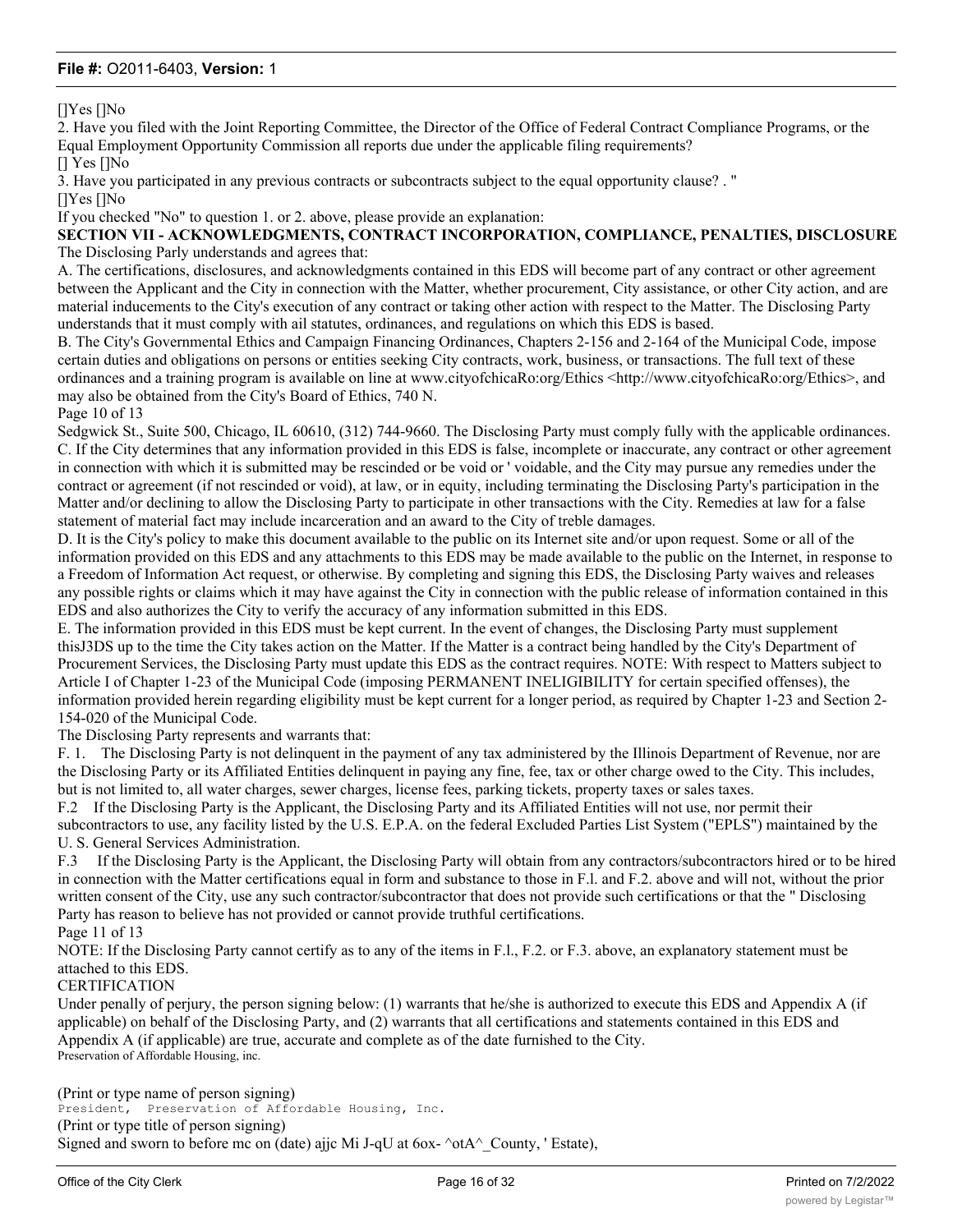[]Yes []No

2. Have you filed with the Joint Reporting Committee, the Director of the Office of Federal Contract Compliance Programs, or the Equal Employment Opportunity Commission all reports due under the applicable filing requirements?

[] Yes []No

3. Have you participated in any previous contracts or subcontracts subject to the equal opportunity clause? . "

[]Yes []No

If you checked "No" to question 1. or 2. above, please provide an explanation:

**SECTION VII - ACKNOWLEDGMENTS, CONTRACT INCORPORATION, COMPLIANCE, PENALTIES, DISCLOSURE**

The Disclosing Parly understands and agrees that:

A. The certifications, disclosures, and acknowledgments contained in this EDS will become part of any contract or other agreement between the Applicant and the City in connection with the Matter, whether procurement, City assistance, or other City action, and are material inducements to the City's execution of any contract or taking other action with respect to the Matter. The Disclosing Party understands that it must comply with ail statutes, ordinances, and regulations on which this EDS is based.

B. The City's Governmental Ethics and Campaign Financing Ordinances, Chapters 2-156 and 2-164 of the Municipal Code, impose certain duties and obligations on persons or entities seeking City contracts, work, business, or transactions. The full text of these ordinances and a training program is available on line at www.cityofchicaRo:org/Ethics <http://www.cityofchicaRo:org/Ethics>, and may also be obtained from the City's Board of Ethics, 740 N.

Page 10 of 13

Sedgwick St., Suite 500, Chicago, IL 60610, (312) 744-9660. The Disclosing Party must comply fully with the applicable ordinances.

C. If the City determines that any information provided in this EDS is false, incomplete or inaccurate, any contract or other agreement in connection with which it is submitted may be rescinded or be void or ' voidable, and the City may pursue any remedies under the contract or agreement (if not rescinded or void), at law, or in equity, including terminating the Disclosing Party's participation in the Matter and/or declining to allow the Disclosing Party to participate in other transactions with the City. Remedies at law for a false statement of material fact may include incarceration and an award to the City of treble damages.

D. It is the City's policy to make this document available to the public on its Internet site and/or upon request. Some or all of the information provided on this EDS and any attachments to this EDS may be made available to the public on the Internet, in response to a Freedom of Information Act request, or otherwise. By completing and signing this EDS, the Disclosing Party waives and releases any possible rights or claims which it may have against the City in connection with the public release of information contained in this EDS and also authorizes the City to verify the accuracy of any information submitted in this EDS.

E. The information provided in this EDS must be kept current. In the event of changes, the Disclosing Party must supplement thisJ3DS up to the time the City takes action on the Matter. If the Matter is a contract being handled by the City's Department of Procurement Services, the Disclosing Party must update this EDS as the contract requires. NOTE: With respect to Matters subject to Article I of Chapter 1-23 of the Municipal Code (imposing PERMANENT INELIGIBILITY for certain specified offenses), the information provided herein regarding eligibility must be kept current for a longer period, as required by Chapter 1-23 and Section 2-154-020 of the Municipal Code.

The Disclosing Party represents and warrants that:

F. 1. The Disclosing Party is not delinquent in the payment of any tax administered by the Illinois Department of Revenue, nor are the Disclosing Party or its Affiliated Entities delinquent in paying any fine, fee, tax or other charge owed to the City. This includes, but is not limited to, all water charges, sewer charges, license fees, parking tickets, property taxes or sales taxes.

F.2 If the Disclosing Party is the Applicant, the Disclosing Party and its Affiliated Entities will not use, nor permit their subcontractors to use, any facility listed by the U.S. E.P.A. on the federal Excluded Parties List System ("EPLS") maintained by the U. S. General Services Administration.

F.3 If the Disclosing Party is the Applicant, the Disclosing Party will obtain from any contractors/subcontractors hired or to be hired in connection with the Matter certifications equal in form and substance to those in F.l. and F.2. above and will not, without the prior written consent of the City, use any such contractor/subcontractor that does not provide such certifications or that the " Disclosing Party has reason to believe has not provided or cannot provide truthful certifications.

Page 11 of 13

NOTE: If the Disclosing Party cannot certify as to any of the items in F.l., F.2. or F.3. above, an explanatory statement must be attached to this EDS.

CERTIFICATION

Under penalty of perjury, the person signing below: (1) warrants that he/she is authorized to execute this EDS and Appendix A (if applicable) on behalf of the Disclosing Party, and (2) warrants that all certifications and statements contained in this EDS and Appendix A (if applicable) are true, accurate and complete as of the date furnished to the City.

Preservation of Affordable Housing, inc.

(Print or type name of person signing)

President, Preservation of Affordable Housing, Inc.

(Print or type title of person signing)

Signed and sworn to before mc on (date) ajjc Mi J-qU at 6ox- ^otA^_County, ' Estate),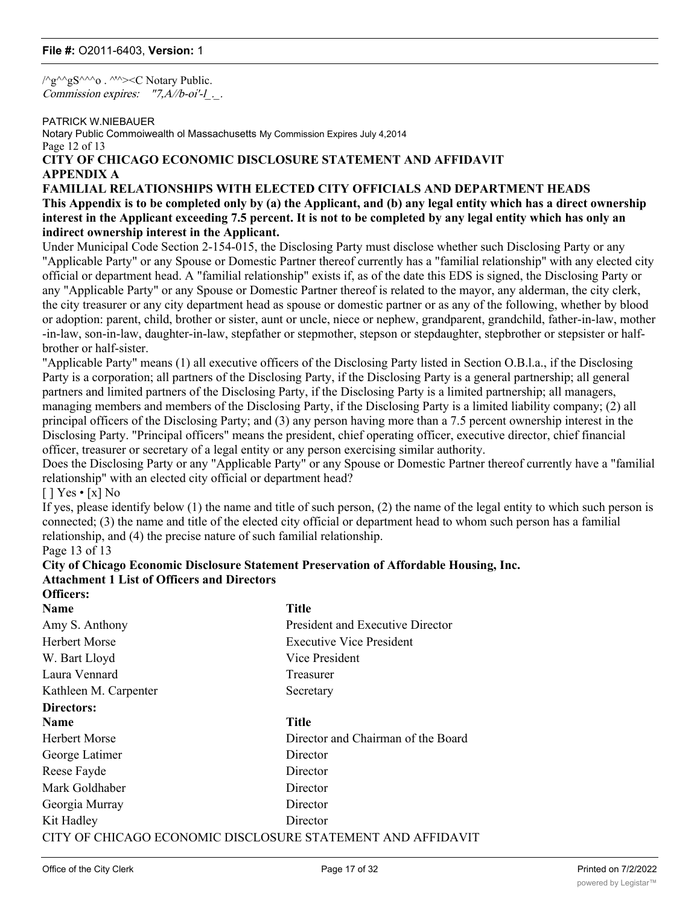/^g^^gS^^^o . ^'^><C Notary Public.
*Commission expires: "7,A//b-oi'-l_._.*

PATRICK W.NIEBAUER
Notary Public Commoiwealth ol Massachusetts My Commission Expires July 4,2014
Page 12 of 13

**CITY OF CHICAGO ECONOMIC DISCLOSURE STATEMENT AND AFFIDAVIT**
**APPENDIX A**
**FAMILIAL RELATIONSHIPS WITH ELECTED CITY OFFICIALS AND DEPARTMENT HEADS**

**This Appendix is to be completed only by (a) the Applicant, and (b) any legal entity which has a direct ownership interest in the Applicant exceeding 7.5 percent. It is not to be completed by any legal entity which has only an indirect ownership interest in the Applicant.**

Under Municipal Code Section 2-154-015, the Disclosing Party must disclose whether such Disclosing Party or any "Applicable Party" or any Spouse or Domestic Partner thereof currently has a "familial relationship" with any elected city official or department head. A "familial relationship" exists if, as of the date this EDS is signed, the Disclosing Party or any "Applicable Party" or any Spouse or Domestic Partner thereof is related to the mayor, any alderman, the city clerk, the city treasurer or any city department head as spouse or domestic partner or as any of the following, whether by blood or adoption: parent, child, brother or sister, aunt or uncle, niece or nephew, grandparent, grandchild, father-in-law, mother -in-law, son-in-law, daughter-in-law, stepfather or stepmother, stepson or stepdaughter, stepbrother or stepsister or half-brother or half-sister.

"Applicable Party" means (1) all executive officers of the Disclosing Party listed in Section O.B.l.a., if the Disclosing Party is a corporation; all partners of the Disclosing Party, if the Disclosing Party is a general partnership; all general partners and limited partners of the Disclosing Party, if the Disclosing Party is a limited partnership; all managers, managing members and members of the Disclosing Party, if the Disclosing Party is a limited liability company; (2) all principal officers of the Disclosing Party; and (3) any person having more than a 7.5 percent ownership interest in the Disclosing Party. "Principal officers" means the president, chief operating officer, executive director, chief financial officer, treasurer or secretary of a legal entity or any person exercising similar authority.

Does the Disclosing Party or any "Applicable Party" or any Spouse or Domestic Partner thereof currently have a "familial relationship" with an elected city official or department head?

[ ] Yes • [x] No

If yes, please identify below (1) the name and title of such person, (2) the name of the legal entity to which such person is connected; (3) the name and title of the elected city official or department head to whom such person has a familial relationship, and (4) the precise nature of such familial relationship.

Page 13 of 13

**City of Chicago Economic Disclosure Statement Preservation of Affordable Housing, Inc.**
**Attachment 1 List of Officers and Directors**

**Officers:**

| Name | Title |
|---|---|
| Amy S. Anthony | President and Executive Director |
| Herbert Morse | Executive Vice President |
| W. Bart Lloyd | Vice President |
| Laura Vennard | Treasurer |
| Kathleen M. Carpenter | Secretary |

**Directors:**

| Name | Title |
|---|---|
| Herbert Morse | Director and Chairman of the Board |
| George Latimer | Director |
| Reese Fayde | Director |
| Mark Goldhaber | Director |
| Georgia Murray | Director |
| Kit Hadley | Director |

CITY OF CHICAGO ECONOMIC DISCLOSURE STATEMENT AND AFFIDAVIT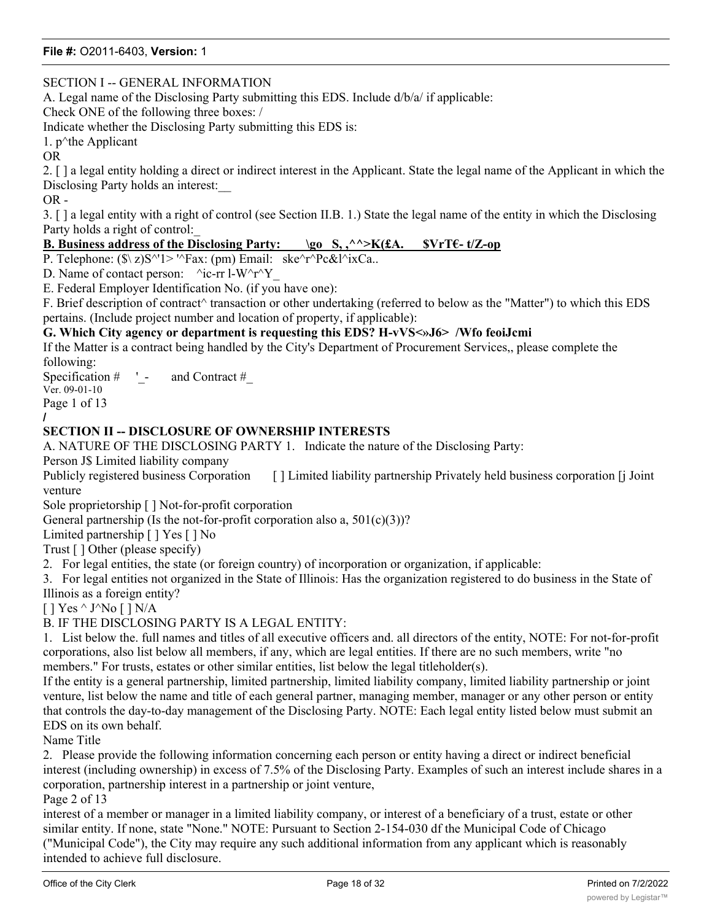SECTION I -- GENERAL INFORMATION

A. Legal name of the Disclosing Party submitting this EDS. Include d/b/a/ if applicable:

Check ONE of the following three boxes: /

Indicate whether the Disclosing Party submitting this EDS is:

1. p^the Applicant

OR

2. [ ] a legal entity holding a direct or indirect interest in the Applicant. State the legal name of the Applicant in which the Disclosing Party holds an interest:__

OR -

3. [ ] a legal entity with a right of control (see Section II.B. 1.) State the legal name of the entity in which the Disclosing Party holds a right of control:_

**B. Business address of the Disclosing Party: \go S, ,^^>K(£A. $VrТЄ- t/Z-op**

P. Telephone: ($\ z)S^'1> '^Fax: (pm) Email: ske^r^Pc&l^ixCa..

D. Name of contact person: ^ic-rr l-W^r^Y_

E. Federal Employer Identification No. (if you have one):

F. Brief description of contract^ transaction or other undertaking (referred to below as the "Matter") to which this EDS pertains. (Include project number and location of property, if applicable):

**G. Which City agency or department is requesting this EDS? H-vVS<»J6> /Wfo feoiJcmi**

If the Matter is a contract being handled by the City's Department of Procurement Services,, please complete the following:

Specification # '_- and Contract #_

Ver. 09-01-10

Page 1 of 13

/

## SECTION II -- DISCLOSURE OF OWNERSHIP INTERESTS

A. NATURE OF THE DISCLOSING PARTY 1. Indicate the nature of the Disclosing Party:

Person J$ Limited liability company

Publicly registered business Corporation [ ] Limited liability partnership Privately held business corporation [j Joint venture

Sole proprietorship [ ] Not-for-profit corporation

General partnership (Is the not-for-profit corporation also a, 501(c)(3))?

Limited partnership [ ] Yes [ ] No

Trust [ ] Other (please specify)

2. For legal entities, the state (or foreign country) of incorporation or organization, if applicable:

3. For legal entities not organized in the State of Illinois: Has the organization registered to do business in the State of Illinois as a foreign entity?

[ ] Yes ^ J^No [ ] N/A

B. IF THE DISCLOSING PARTY IS A LEGAL ENTITY:

1. List below the. full names and titles of all executive officers and. all directors of the entity, NOTE: For not-for-profit corporations, also list below all members, if any, which are legal entities. If there are no such members, write "no members." For trusts, estates or other similar entities, list below the legal titleholder(s).

If the entity is a general partnership, limited partnership, limited liability company, limited liability partnership or joint venture, list below the name and title of each general partner, managing member, manager or any other person or entity that controls the day-to-day management of the Disclosing Party. NOTE: Each legal entity listed below must submit an EDS on its own behalf.

Name Title

2. Please provide the following information concerning each person or entity having a direct or indirect beneficial interest (including ownership) in excess of 7.5% of the Disclosing Party. Examples of such an interest include shares in a corporation, partnership interest in a partnership or joint venture,

Page 2 of 13

interest of a member or manager in a limited liability company, or interest of a beneficiary of a trust, estate or other similar entity. If none, state "None." NOTE: Pursuant to Section 2-154-030 df the Municipal Code of Chicago ("Municipal Code"), the City may require any such additional information from any applicant which is reasonably intended to achieve full disclosure.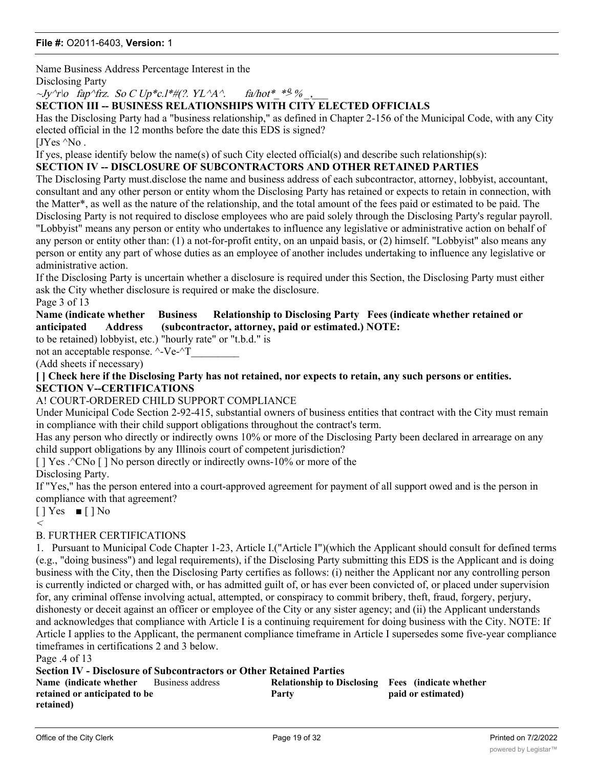Name Business Address Percentage Interest in the Disclosing Party

~Jy^r|o fap^frz. So C Up*c.l*#(?. YL^A^. fa/hot*_*º%_,___

## SECTION III -- BUSINESS RELATIONSHIPS WITH CITY ELECTED OFFICIALS

Has the Disclosing Party had a "business relationship," as defined in Chapter 2-156 of the Municipal Code, with any City elected official in the 12 months before the date this EDS is signed?

[JYes ^No .

If yes, please identify below the name(s) of such City elected official(s) and describe such relationship(s):

## SECTION IV -- DISCLOSURE OF SUBCONTRACTORS AND OTHER RETAINED PARTIES

The Disclosing Party must.disclose the name and business address of each subcontractor, attorney, lobbyist, accountant, consultant and any other person or entity whom the Disclosing Party has retained or expects to retain in connection, with the Matter*, as well as the nature of the relationship, and the total amount of the fees paid or estimated to be paid. The Disclosing Party is not required to disclose employees who are paid solely through the Disclosing Party's regular payroll.

"Lobbyist" means any person or entity who undertakes to influence any legislative or administrative action on behalf of any person or entity other than: (1) a not-for-profit entity, on an unpaid basis, or (2) himself. "Lobbyist" also means any person or entity any part of whose duties as an employee of another includes undertaking to influence any legislative or administrative action.

If the Disclosing Party is uncertain whether a disclosure is required under this Section, the Disclosing Party must either ask the City whether disclosure is required or make the disclosure.

Page 3 of 13

| Name (indicate whether retained or anticipated to be retained) | Business Address | Relationship to Disclosing Party (subcontractor, attorney, lobbyist, etc.) | Fees (indicate whether paid or estimated.) NOTE: "hourly rate" or "t.b.d." is not an acceptable response. |
|---|---|---|---|
| ^-Ve-^T_________ | | | |

(Add sheets if necessary)

**[ ] Check here if the Disclosing Party has not retained, nor expects to retain, any such persons or entities.**

## SECTION V--CERTIFICATIONS

A! COURT-ORDERED CHILD SUPPORT COMPLIANCE

Under Municipal Code Section 2-92-415, substantial owners of business entities that contract with the City must remain in compliance with their child support obligations throughout the contract's term.

Has any person who directly or indirectly owns 10% or more of the Disclosing Party been declared in arrearage on any child support obligations by any Illinois court of competent jurisdiction?

[ ] Yes .^CNo [ ] No person directly or indirectly owns-10% or more of the Disclosing Party.

If "Yes," has the person entered into a court-approved agreement for payment of all support owed and is the person in compliance with that agreement?

[ ] Yes ■ [ ] No

<

B. FURTHER CERTIFICATIONS

1. Pursuant to Municipal Code Chapter 1-23, Article I.("Article I")(which the Applicant should consult for defined terms (e.g., "doing business") and legal requirements), if the Disclosing Party submitting this EDS is the Applicant and is doing business with the City, then the Disclosing Party certifies as follows: (i) neither the Applicant nor any controlling person is currently indicted or charged with, or has admitted guilt of, or has ever been convicted of, or placed under supervision for, any criminal offense involving actual, attempted, or conspiracy to commit bribery, theft, fraud, forgery, perjury, dishonesty or deceit against an officer or employee of the City or any sister agency; and (ii) the Applicant understands and acknowledges that compliance with Article I is a continuing requirement for doing business with the City. NOTE: If Article I applies to the Applicant, the permanent compliance timeframe in Article I supersedes some five-year compliance timeframes in certifications 2 and 3 below.

Page .4 of 13

**Section IV - Disclosure of Subcontractors or Other Retained Parties**

| Name (indicate whether retained or anticipated to be retained) | Business address | Relationship to Disclosing Party | Fees (indicate whether paid or estimated) |
|---|---|---|---|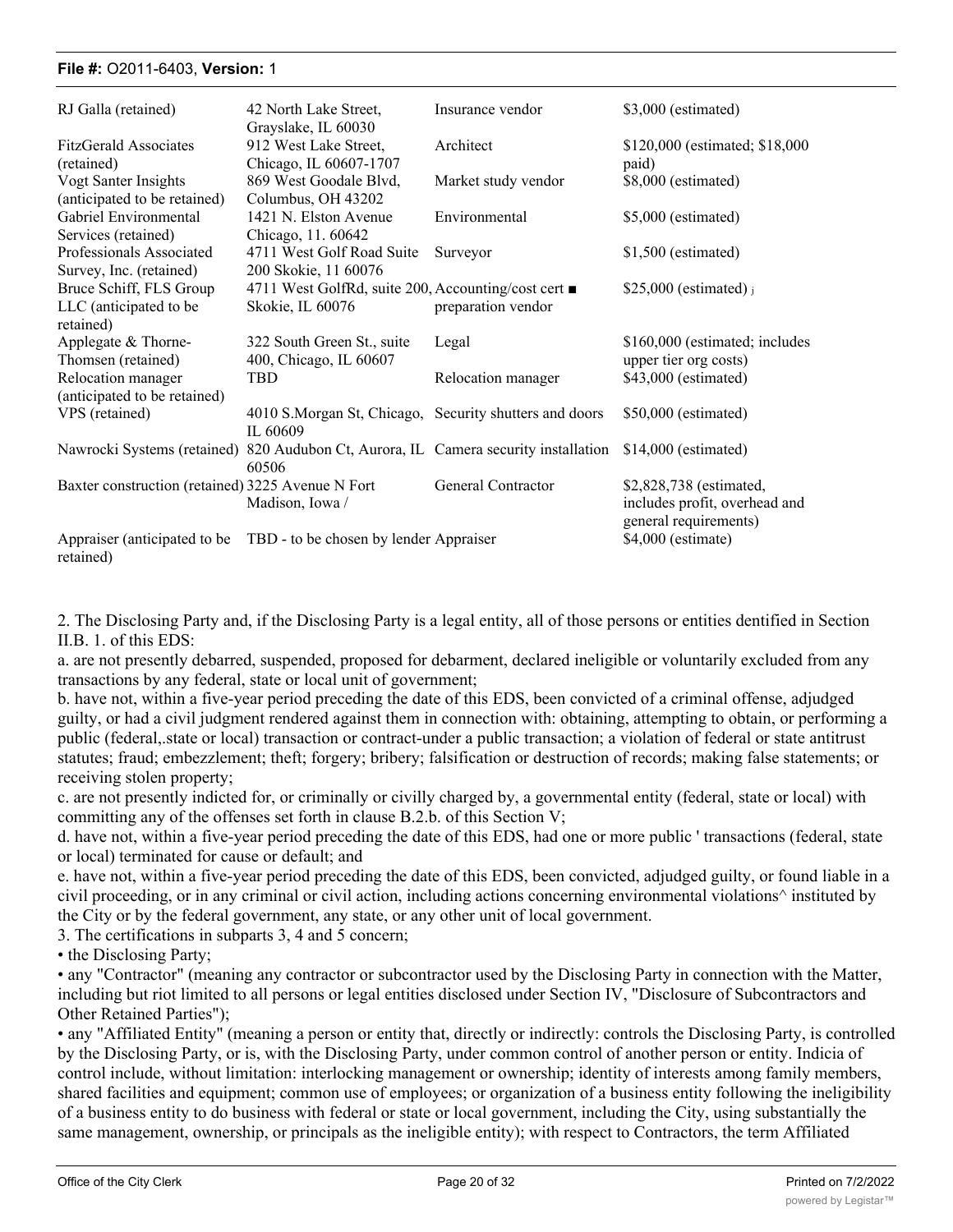| | | | |
|---|---|---|---|
| RJ Galla (retained) | 42 North Lake Street, Grayslake, IL 60030 | Insurance vendor | $3,000 (estimated) |
| FitzGerald Associates (retained) | 912 West Lake Street, Chicago, IL 60607-1707 | Architect | $120,000 (estimated; $18,000 paid) |
| Vogt Santer Insights (anticipated to be retained) | 869 West Goodale Blvd, Columbus, OH 43202 | Market study vendor | $8,000 (estimated) |
| Gabriel Environmental Services (retained) | 1421 N. Elston Avenue Chicago, 11. 60642 | Environmental | $5,000 (estimated) |
| Professionals Associated Survey, Inc. (retained) | 4711 West Golf Road Suite 200 Skokie, 11 60076 | Surveyor | $1,500 (estimated) |
| Bruce Schiff, FLS Group LLC (anticipated to be retained) | 4711 West GolfRd, suite 200, Skokie, IL 60076 | Accounting/cost cert ■ preparation vendor | $25,000 (estimated) ; |
| Applegate & Thorne-Thomsen (retained) | 322 South Green St., suite 400, Chicago, IL 60607 | Legal | $160,000 (estimated; includes upper tier org costs) |
| Relocation manager (anticipated to be retained) | TBD | Relocation manager | $43,000 (estimated) |
| VPS (retained) | 4010 S.Morgan St, Chicago, IL 60609 | Security shutters and doors | $50,000 (estimated) |
| Nawrocki Systems (retained) | 820 Audubon Ct, Aurora, IL 60506 | Camera security installation | $14,000 (estimated) |
| Baxter construction (retained) | 3225 Avenue N Fort Madison, Iowa / | General Contractor | $2,828,738 (estimated, includes profit, overhead and general requirements) |
| Appraiser (anticipated to be retained) | TBD - to be chosen by lender | Appraiser | $4,000 (estimate) |

2. The Disclosing Party and, if the Disclosing Party is a legal entity, all of those persons or entities dentified in Section II.B. 1. of this EDS:

a. are not presently debarred, suspended, proposed for debarment, declared ineligible or voluntarily excluded from any transactions by any federal, state or local unit of government;

b. have not, within a five-year period preceding the date of this EDS, been convicted of a criminal offense, adjudged guilty, or had a civil judgment rendered against them in connection with: obtaining, attempting to obtain, or performing a public (federal,.state or local) transaction or contract-under a public transaction; a violation of federal or state antitrust statutes; fraud; embezzlement; theft; forgery; bribery; falsification or destruction of records; making false statements; or receiving stolen property;

c. are not presently indicted for, or criminally or civilly charged by, a governmental entity (federal, state or local) with committing any of the offenses set forth in clause B.2.b. of this Section V;

d. have not, within a five-year period preceding the date of this EDS, had one or more public ' transactions (federal, state or local) terminated for cause or default; and

e. have not, within a five-year period preceding the date of this EDS, been convicted, adjudged guilty, or found liable in a civil proceeding, or in any criminal or civil action, including actions concerning environmental violations^ instituted by the City or by the federal government, any state, or any other unit of local government.

3. The certifications in subparts 3, 4 and 5 concern;

• the Disclosing Party;

• any "Contractor" (meaning any contractor or subcontractor used by the Disclosing Party in connection with the Matter, including but riot limited to all persons or legal entities disclosed under Section IV, "Disclosure of Subcontractors and Other Retained Parties");

• any "Affiliated Entity" (meaning a person or entity that, directly or indirectly: controls the Disclosing Party, is controlled by the Disclosing Party, or is, with the Disclosing Party, under common control of another person or entity. Indicia of control include, without limitation: interlocking management or ownership; identity of interests among family members, shared facilities and equipment; common use of employees; or organization of a business entity following the ineligibility of a business entity to do business with federal or state or local government, including the City, using substantially the same management, ownership, or principals as the ineligible entity); with respect to Contractors, the term Affiliated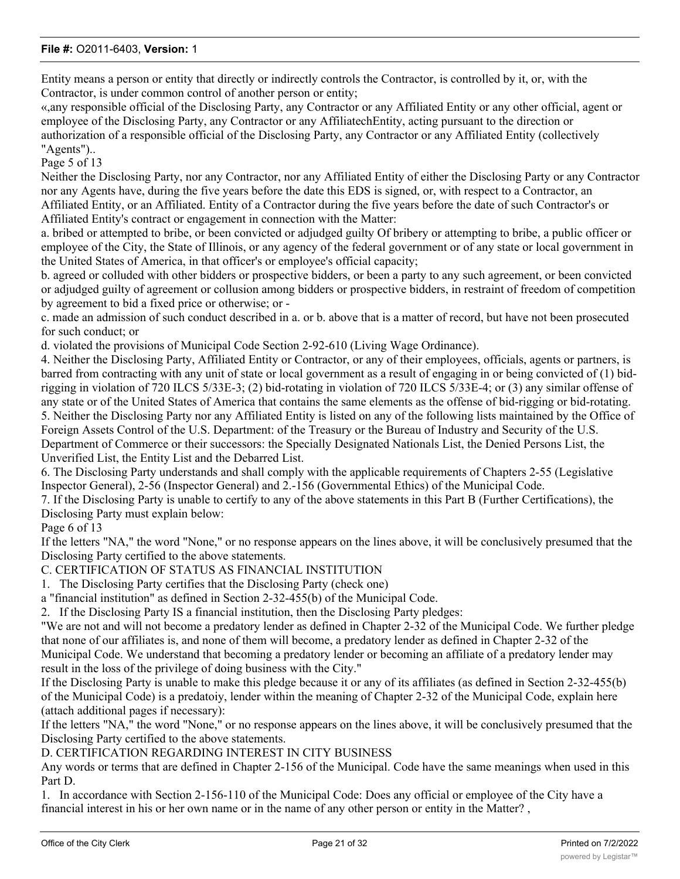Entity means a person or entity that directly or indirectly controls the Contractor, is controlled by it, or, with the Contractor, is under common control of another person or entity;

«,any responsible official of the Disclosing Party, any Contractor or any Affiliated Entity or any other official, agent or employee of the Disclosing Party, any Contractor or any AffiliatechEntity, acting pursuant to the direction or authorization of a responsible official of the Disclosing Party, any Contractor or any Affiliated Entity (collectively "Agents")..

Page 5 of 13

Neither the Disclosing Party, nor any Contractor, nor any Affiliated Entity of either the Disclosing Party or any Contractor nor any Agents have, during the five years before the date this EDS is signed, or, with respect to a Contractor, an Affiliated Entity, or an Affiliated. Entity of a Contractor during the five years before the date of such Contractor's or Affiliated Entity's contract or engagement in connection with the Matter:

a. bribed or attempted to bribe, or been convicted or adjudged guilty Of bribery or attempting to bribe, a public officer or employee of the City, the State of Illinois, or any agency of the federal government or of any state or local government in the United States of America, in that officer's or employee's official capacity;

b. agreed or colluded with other bidders or prospective bidders, or been a party to any such agreement, or been convicted or adjudged guilty of agreement or collusion among bidders or prospective bidders, in restraint of freedom of competition by agreement to bid a fixed price or otherwise; or -

c. made an admission of such conduct described in a. or b. above that is a matter of record, but have not been prosecuted for such conduct; or

d. violated the provisions of Municipal Code Section 2-92-610 (Living Wage Ordinance).

4. Neither the Disclosing Party, Affiliated Entity or Contractor, or any of their employees, officials, agents or partners, is barred from contracting with any unit of state or local government as a result of engaging in or being convicted of (1) bid-rigging in violation of 720 ILCS 5/33E-3; (2) bid-rotating in violation of 720 ILCS 5/33E-4; or (3) any similar offense of any state or of the United States of America that contains the same elements as the offense of bid-rigging or bid-rotating.

5. Neither the Disclosing Party nor any Affiliated Entity is listed on any of the following lists maintained by the Office of Foreign Assets Control of the U.S. Department: of the Treasury or the Bureau of Industry and Security of the U.S. Department of Commerce or their successors: the Specially Designated Nationals List, the Denied Persons List, the Unverified List, the Entity List and the Debarred List.

6. The Disclosing Party understands and shall comply with the applicable requirements of Chapters 2-55 (Legislative Inspector General), 2-56 (Inspector General) and 2.-156 (Governmental Ethics) of the Municipal Code.

7. If the Disclosing Party is unable to certify to any of the above statements in this Part B (Further Certifications), the Disclosing Party must explain below:

Page 6 of 13

If the letters "NA," the word "None," or no response appears on the lines above, it will be conclusively presumed that the Disclosing Party certified to the above statements.

C. CERTIFICATION OF STATUS AS FINANCIAL INSTITUTION

1. The Disclosing Party certifies that the Disclosing Party (check one)

a "financial institution" as defined in Section 2-32-455(b) of the Municipal Code.

2. If the Disclosing Party IS a financial institution, then the Disclosing Party pledges:

"We are not and will not become a predatory lender as defined in Chapter 2-32 of the Municipal Code. We further pledge that none of our affiliates is, and none of them will become, a predatory lender as defined in Chapter 2-32 of the Municipal Code. We understand that becoming a predatory lender or becoming an affiliate of a predatory lender may result in the loss of the privilege of doing business with the City."

If the Disclosing Party is unable to make this pledge because it or any of its affiliates (as defined in Section 2-32-455(b) of the Municipal Code) is a predatoiy, lender within the meaning of Chapter 2-32 of the Municipal Code, explain here (attach additional pages if necessary):

If the letters "NA," the word "None," or no response appears on the lines above, it will be conclusively presumed that the Disclosing Party certified to the above statements.

D. CERTIFICATION REGARDING INTEREST IN CITY BUSINESS

Any words or terms that are defined in Chapter 2-156 of the Municipal. Code have the same meanings when used in this Part D.

1. In accordance with Section 2-156-110 of the Municipal Code: Does any official or employee of the City have a financial interest in his or her own name or in the name of any other person or entity in the Matter? ,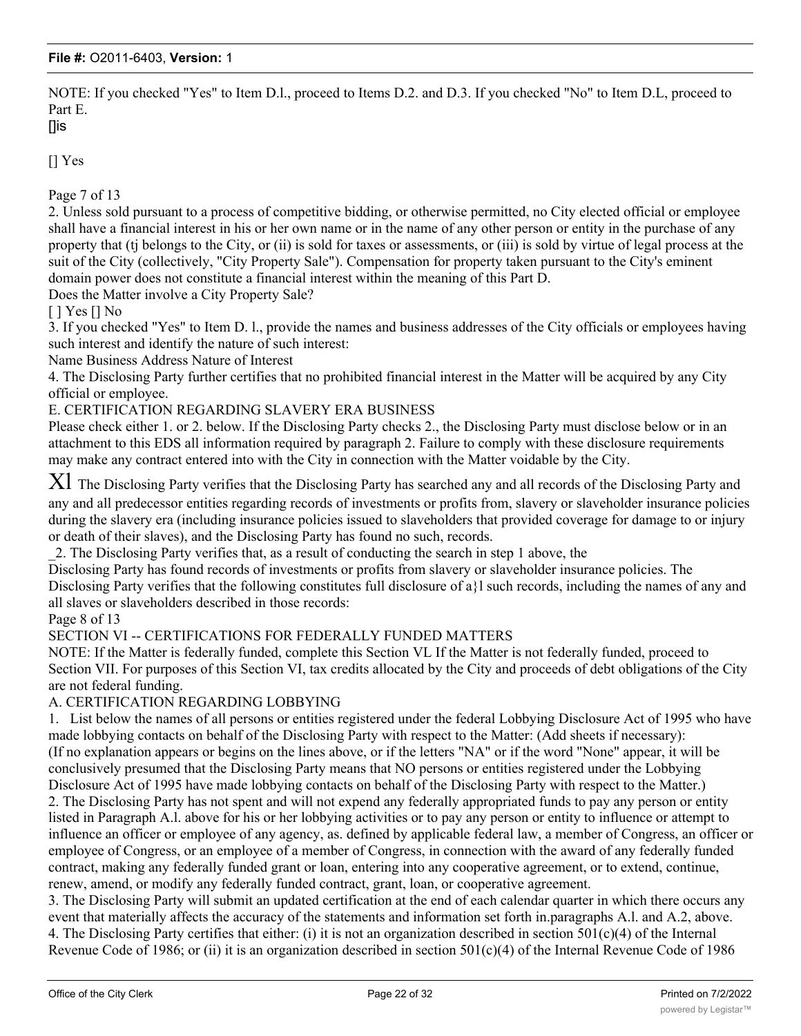NOTE: If you checked "Yes" to Item D.l., proceed to Items D.2. and D.3. If you checked "No" to Item D.L, proceed to Part E.

[]is

[] Yes

Page 7 of 13

2. Unless sold pursuant to a process of competitive bidding, or otherwise permitted, no City elected official or employee shall have a financial interest in his or her own name or in the name of any other person or entity in the purchase of any property that (tj belongs to the City, or (ii) is sold for taxes or assessments, or (iii) is sold by virtue of legal process at the suit of the City (collectively, "City Property Sale"). Compensation for property taken pursuant to the City's eminent domain power does not constitute a financial interest within the meaning of this Part D.

Does the Matter involve a City Property Sale?

[ ] Yes [] No

3. If you checked "Yes" to Item D. l., provide the names and business addresses of the City officials or employees having such interest and identify the nature of such interest:

Name Business Address Nature of Interest

4. The Disclosing Party further certifies that no prohibited financial interest in the Matter will be acquired by any City official or employee.

E. CERTIFICATION REGARDING SLAVERY ERA BUSINESS

Please check either 1. or 2. below. If the Disclosing Party checks 2., the Disclosing Party must disclose below or in an attachment to this EDS all information required by paragraph 2. Failure to comply with these disclosure requirements may make any contract entered into with the City in connection with the Matter voidable by the City.

Xl The Disclosing Party verifies that the Disclosing Party has searched any and all records of the Disclosing Party and any and all predecessor entities regarding records of investments or profits from, slavery or slaveholder insurance policies during the slavery era (including insurance policies issued to slaveholders that provided coverage for damage to or injury or death of their slaves), and the Disclosing Party has found no such, records.

_2. The Disclosing Party verifies that, as a result of conducting the search in step 1 above, the Disclosing Party has found records of investments or profits from slavery or slaveholder insurance policies. The Disclosing Party verifies that the following constitutes full disclosure of a}l such records, including the names of any and all slaves or slaveholders described in those records:

Page 8 of 13

SECTION VI -- CERTIFICATIONS FOR FEDERALLY FUNDED MATTERS

NOTE: If the Matter is federally funded, complete this Section VL If the Matter is not federally funded, proceed to Section VII. For purposes of this Section VI, tax credits allocated by the City and proceeds of debt obligations of the City are not federal funding.

A. CERTIFICATION REGARDING LOBBYING

1. List below the names of all persons or entities registered under the federal Lobbying Disclosure Act of 1995 who have made lobbying contacts on behalf of the Disclosing Party with respect to the Matter: (Add sheets if necessary):

(If no explanation appears or begins on the lines above, or if the letters "NA" or if the word "None" appear, it will be conclusively presumed that the Disclosing Party means that NO persons or entities registered under the Lobbying Disclosure Act of 1995 have made lobbying contacts on behalf of the Disclosing Party with respect to the Matter.)

2. The Disclosing Party has not spent and will not expend any federally appropriated funds to pay any person or entity listed in Paragraph A.l. above for his or her lobbying activities or to pay any person or entity to influence or attempt to influence an officer or employee of any agency, as. defined by applicable federal law, a member of Congress, an officer or employee of Congress, or an employee of a member of Congress, in connection with the award of any federally funded contract, making any federally funded grant or loan, entering into any cooperative agreement, or to extend, continue, renew, amend, or modify any federally funded contract, grant, loan, or cooperative agreement.

3. The Disclosing Party will submit an updated certification at the end of each calendar quarter in which there occurs any event that materially affects the accuracy of the statements and information set forth in.paragraphs A.l. and A.2, above.

4. The Disclosing Party certifies that either: (i) it is not an organization described in section 501(c)(4) of the Internal Revenue Code of 1986; or (ii) it is an organization described in section 501(c)(4) of the Internal Revenue Code of 1986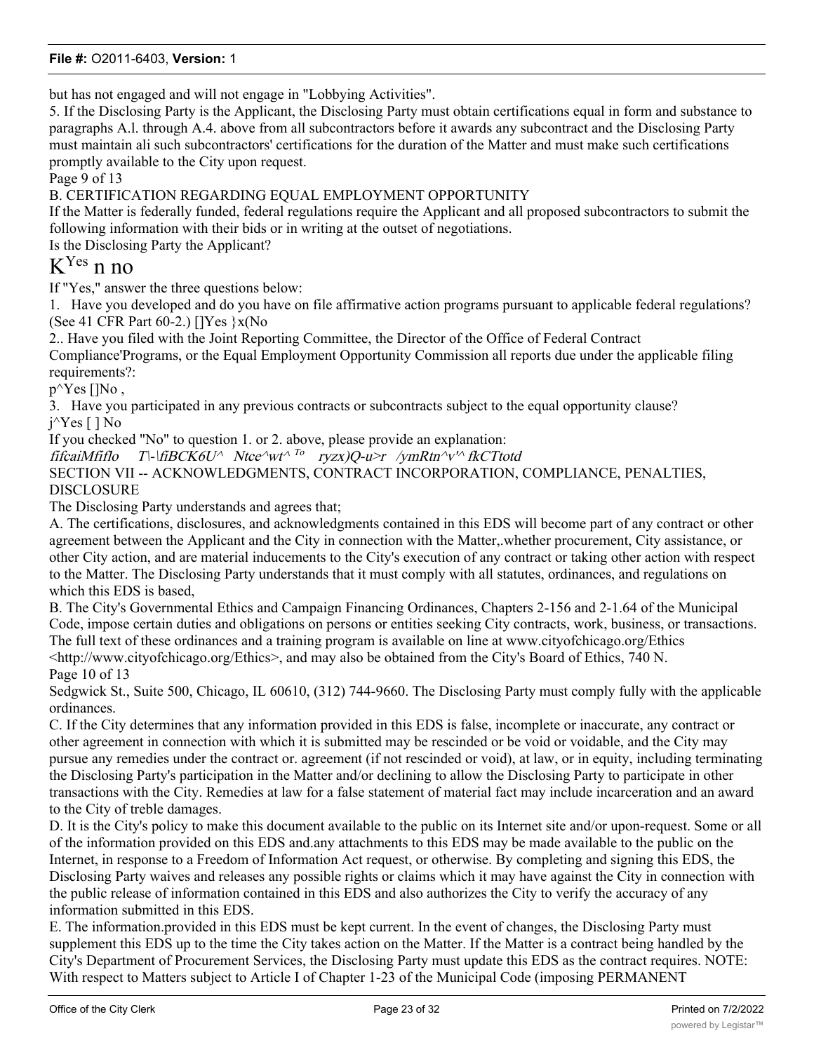but has not engaged and will not engage in "Lobbying Activities".

5. If the Disclosing Party is the Applicant, the Disclosing Party must obtain certifications equal in form and substance to paragraphs A.l. through A.4. above from all subcontractors before it awards any subcontract and the Disclosing Party must maintain ali such subcontractors' certifications for the duration of the Matter and must make such certifications promptly available to the City upon request.

Page 9 of 13

B. CERTIFICATION REGARDING EQUAL EMPLOYMENT OPPORTUNITY

If the Matter is federally funded, federal regulations require the Applicant and all proposed subcontractors to submit the following information with their bids or in writing at the outset of negotiations.

Is the Disclosing Party the Applicant?

K Yes n no

If "Yes," answer the three questions below:

1. Have you developed and do you have on file affirmative action programs pursuant to applicable federal regulations? (See 41 CFR Part 60-2.) []Yes }x(No

2.. Have you filed with the Joint Reporting Committee, the Director of the Office of Federal Contract Compliance'Programs, or the Equal Employment Opportunity Commission all reports due under the applicable filing requirements?:

p^Yes []No ,

3. Have you participated in any previous contracts or subcontracts subject to the equal opportunity clause?

j^Yes [ ] No

If you checked "No" to question 1. or 2. above, please provide an explanation:

*fifcaiMifIo T\-\fiBCK6U^ Ntce^wt^ To ryzx)Q-u>r /ymRtn^v'^ fkCTtotd*

SECTION VII -- ACKNOWLEDGMENTS, CONTRACT INCORPORATION, COMPLIANCE, PENALTIES, DISCLOSURE

The Disclosing Party understands and agrees that;

A. The certifications, disclosures, and acknowledgments contained in this EDS will become part of any contract or other agreement between the Applicant and the City in connection with the Matter,.whether procurement, City assistance, or other City action, and are material inducements to the City's execution of any contract or taking other action with respect to the Matter. The Disclosing Party understands that it must comply with all statutes, ordinances, and regulations on which this EDS is based,

B. The City's Governmental Ethics and Campaign Financing Ordinances, Chapters 2-156 and 2-1.64 of the Municipal Code, impose certain duties and obligations on persons or entities seeking City contracts, work, business, or transactions. The full text of these ordinances and a training program is available on line at www.cityofchicago.org/Ethics <http://www.cityofchicago.org/Ethics>, and may also be obtained from the City's Board of Ethics, 740 N.

Page 10 of 13

Sedgwick St., Suite 500, Chicago, IL 60610, (312) 744-9660. The Disclosing Party must comply fully with the applicable ordinances.

C. If the City determines that any information provided in this EDS is false, incomplete or inaccurate, any contract or other agreement in connection with which it is submitted may be rescinded or be void or voidable, and the City may pursue any remedies under the contract or. agreement (if not rescinded or void), at law, or in equity, including terminating the Disclosing Party's participation in the Matter and/or declining to allow the Disclosing Party to participate in other transactions with the City. Remedies at law for a false statement of material fact may include incarceration and an award to the City of treble damages.

D. It is the City's policy to make this document available to the public on its Internet site and/or upon-request. Some or all of the information provided on this EDS and.any attachments to this EDS may be made available to the public on the Internet, in response to a Freedom of Information Act request, or otherwise. By completing and signing this EDS, the Disclosing Party waives and releases any possible rights or claims which it may have against the City in connection with the public release of information contained in this EDS and also authorizes the City to verify the accuracy of any information submitted in this EDS.

E. The information.provided in this EDS must be kept current. In the event of changes, the Disclosing Party must supplement this EDS up to the time the City takes action on the Matter. If the Matter is a contract being handled by the City's Department of Procurement Services, the Disclosing Party must update this EDS as the contract requires. NOTE: With respect to Matters subject to Article I of Chapter 1-23 of the Municipal Code (imposing PERMANENT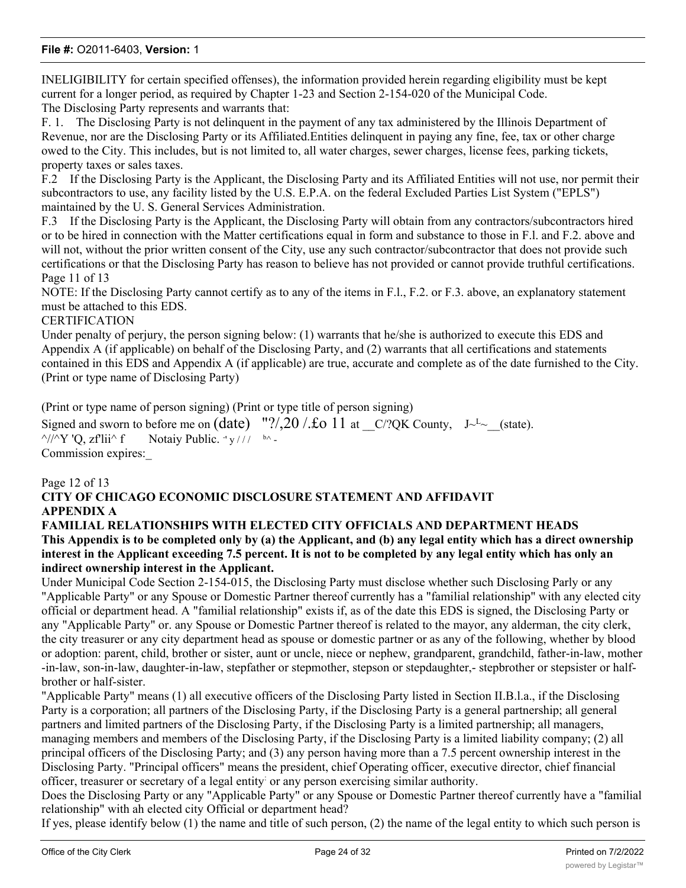INELIGIBILITY for certain specified offenses), the information provided herein regarding eligibility must be kept current for a longer period, as required by Chapter 1-23 and Section 2-154-020 of the Municipal Code.

The Disclosing Party represents and warrants that:

F. 1. The Disclosing Party is not delinquent in the payment of any tax administered by the Illinois Department of Revenue, nor are the Disclosing Party or its Affiliated.Entities delinquent in paying any fine, fee, tax or other charge owed to the City. This includes, but is not limited to, all water charges, sewer charges, license fees, parking tickets, property taxes or sales taxes.

F.2 If the Disclosing Party is the Applicant, the Disclosing Party and its Affiliated Entities will not use, nor permit their subcontractors to use, any facility listed by the U.S. E.P.A. on the federal Excluded Parties List System ("EPLS") maintained by the U. S. General Services Administration.

F.3 If the Disclosing Party is the Applicant, the Disclosing Party will obtain from any contractors/subcontractors hired or to be hired in connection with the Matter certifications equal in form and substance to those in F.l. and F.2. above and will not, without the prior written consent of the City, use any such contractor/subcontractor that does not provide such certifications or that the Disclosing Party has reason to believe has not provided or cannot provide truthful certifications.

Page 11 of 13

NOTE: If the Disclosing Party cannot certify as to any of the items in F.l., F.2. or F.3. above, an explanatory statement must be attached to this EDS.

CERTIFICATION

Under penalty of perjury, the person signing below: (1) warrants that he/she is authorized to execute this EDS and Appendix A (if applicable) on behalf of the Disclosing Party, and (2) warrants that all certifications and statements contained in this EDS and Appendix A (if applicable) are true, accurate and complete as of the date furnished to the City.

(Print or type name of Disclosing Party)

(Print or type name of person signing) (Print or type title of person signing)

Signed and sworn to before me on (date) "?/,20 /.£o 11 at __C/?QK County, J~L~__(state).

^//^Y 'Q, zf'lii^ f Notaiy Public. -' y / / / b^ -

Commission expires:_

Page 12 of 13

**CITY OF CHICAGO ECONOMIC DISCLOSURE STATEMENT AND AFFIDAVIT**

**APPENDIX A**

**FAMILIAL RELATIONSHIPS WITH ELECTED CITY OFFICIALS AND DEPARTMENT HEADS**

**This Appendix is to be completed only by (a) the Applicant, and (b) any legal entity which has a direct ownership interest in the Applicant exceeding 7.5 percent. It is not to be completed by any legal entity which has only an indirect ownership interest in the Applicant.**

Under Municipal Code Section 2-154-015, the Disclosing Party must disclose whether such Disclosing Parly or any "Applicable Party" or any Spouse or Domestic Partner thereof currently has a "familial relationship" with any elected city official or department head. A "familial relationship" exists if, as of the date this EDS is signed, the Disclosing Party or any "Applicable Party" or. any Spouse or Domestic Partner thereof is related to the mayor, any alderman, the city clerk, the city treasurer or any city department head as spouse or domestic partner or as any of the following, whether by blood or adoption: parent, child, brother or sister, aunt or uncle, niece or nephew, grandparent, grandchild, father-in-law, mother -in-law, son-in-law, daughter-in-law, stepfather or stepmother, stepson or stepdaughter,- stepbrother or stepsister or half-brother or half-sister.

"Applicable Party" means (1) all executive officers of the Disclosing Party listed in Section II.B.l.a., if the Disclosing Party is a corporation; all partners of the Disclosing Party, if the Disclosing Party is a general partnership; all general partners and limited partners of the Disclosing Party, if the Disclosing Party is a limited partnership; all managers, managing members and members of the Disclosing Party, if the Disclosing Party is a limited liability company; (2) all principal officers of the Disclosing Party; and (3) any person having more than a 7.5 percent ownership interest in the Disclosing Party. "Principal officers" means the president, chief Operating officer, executive director, chief financial officer, treasurer or secretary of a legal entity: or any person exercising similar authority.

Does the Disclosing Party or any "Applicable Party" or any Spouse or Domestic Partner thereof currently have a "familial relationship" with ah elected city Official or department head?

If yes, please identify below (1) the name and title of such person, (2) the name of the legal entity to which such person is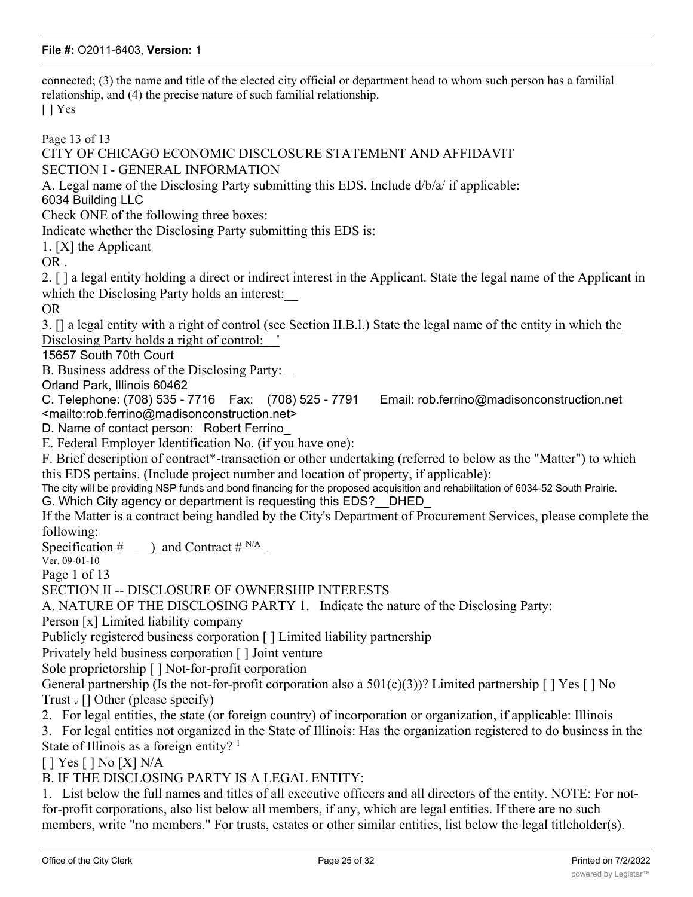connected; (3) the name and title of the elected city official or department head to whom such person has a familial relationship, and (4) the precise nature of such familial relationship.

[ ] Yes

Page 13 of 13

CITY OF CHICAGO ECONOMIC DISCLOSURE STATEMENT AND AFFIDAVIT

SECTION I - GENERAL INFORMATION

A. Legal name of the Disclosing Party submitting this EDS. Include d/b/a/ if applicable:
6034 Building LLC

Check ONE of the following three boxes:

Indicate whether the Disclosing Party submitting this EDS is:

1. [X] the Applicant

OR .

2. [ ] a legal entity holding a direct or indirect interest in the Applicant. State the legal name of the Applicant in which the Disclosing Party holds an interest:__

OR

3. [] a legal entity with a right of control (see Section II.B.l.) State the legal name of the entity in which the Disclosing Party holds a right of control:__'

15657 South 70th Court

B. Business address of the Disclosing Party: _
Orland Park, Illinois 60462

C. Telephone: (708) 535 - 7716 Fax: (708) 525 - 7791 Email: rob.ferrino@madisonconstruction.net <mailto:rob.ferrino@madisonconstruction.net>

D. Name of contact person: Robert Ferrino_

E. Federal Employer Identification No. (if you have one):

F. Brief description of contract*-transaction or other undertaking (referred to below as the "Matter") to which this EDS pertains. (Include project number and location of property, if applicable):
The city will be providing NSP funds and bond financing for the proposed acquisition and rehabilitation of 6034-52 South Prairie.

G. Which City agency or department is requesting this EDS?__DHED_

If the Matter is a contract being handled by the City's Department of Procurement Services, please complete the following:

Specification #____)_and Contract # N/A _

Ver. 09-01-10

Page 1 of 13

SECTION II -- DISCLOSURE OF OWNERSHIP INTERESTS

A. NATURE OF THE DISCLOSING PARTY 1. Indicate the nature of the Disclosing Party:

Person [x] Limited liability company
Publicly registered business corporation [ ] Limited liability partnership
Privately held business corporation [ ] Joint venture
Sole proprietorship [ ] Not-for-profit corporation
General partnership (Is the not-for-profit corporation also a 501(c)(3))? Limited partnership [ ] Yes [ ] No
Trust v [] Other (please specify)

2. For legal entities, the state (or foreign country) of incorporation or organization, if applicable: Illinois

3. For legal entities not organized in the State of Illinois: Has the organization registered to do business in the State of Illinois as a foreign entity? [1]

[ ] Yes [ ] No [X] N/A

B. IF THE DISCLOSING PARTY IS A LEGAL ENTITY:

1. List below the full names and titles of all executive officers and all directors of the entity. NOTE: For not-for-profit corporations, also list below all members, if any, which are legal entities. If there are no such members, write "no members." For trusts, estates or other similar entities, list below the legal titleholder(s).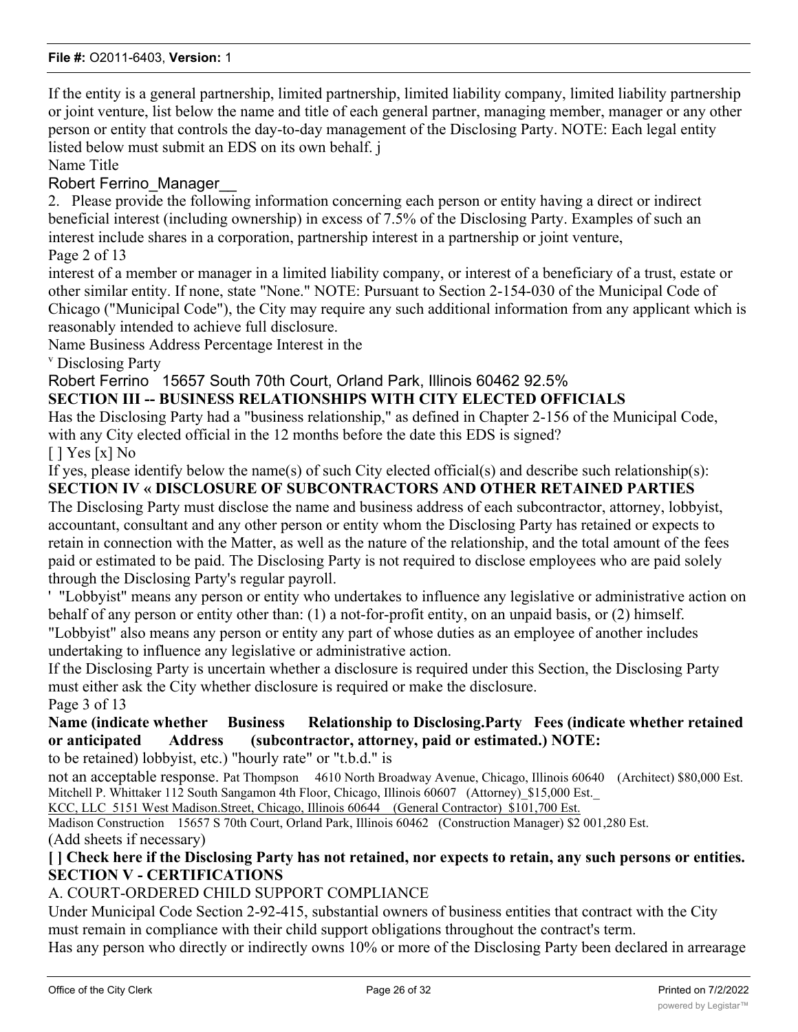If the entity is a general partnership, limited partnership, limited liability company, limited liability partnership or joint venture, list below the name and title of each general partner, managing member, manager or any other person or entity that controls the day-to-day management of the Disclosing Party. NOTE: Each legal entity listed below must submit an EDS on its own behalf. j

| Name | Title |
|---|---|
| Robert Ferrino | Manager |

2. Please provide the following information concerning each person or entity having a direct or indirect beneficial interest (including ownership) in excess of 7.5% of the Disclosing Party. Examples of such an interest include shares in a corporation, partnership interest in a partnership or joint venture,

Page 2 of 13

interest of a member or manager in a limited liability company, or interest of a beneficiary of a trust, estate or other similar entity. If none, state "None." NOTE: Pursuant to Section 2-154-030 of the Municipal Code of Chicago ("Municipal Code"), the City may require any such additional information from any applicant which is reasonably intended to achieve full disclosure.

| Name | Business Address | Percentage Interest in the Disclosing Party |
|---|---|---|
| Robert Ferrino | 15657 South 70th Court, Orland Park, Illinois 60462 | 92.5% |

## SECTION III -- BUSINESS RELATIONSHIPS WITH CITY ELECTED OFFICIALS

Has the Disclosing Party had a "business relationship," as defined in Chapter 2-156 of the Municipal Code, with any City elected official in the 12 months before the date this EDS is signed?

[ ] Yes [x] No

If yes, please identify below the name(s) of such City elected official(s) and describe such relationship(s):

## SECTION IV « DISCLOSURE OF SUBCONTRACTORS AND OTHER RETAINED PARTIES

The Disclosing Party must disclose the name and business address of each subcontractor, attorney, lobbyist, accountant, consultant and any other person or entity whom the Disclosing Party has retained or expects to retain in connection with the Matter, as well as the nature of the relationship, and the total amount of the fees paid or estimated to be paid. The Disclosing Party is not required to disclose employees who are paid solely through the Disclosing Party's regular payroll.

"Lobbyist" means any person or entity who undertakes to influence any legislative or administrative action on behalf of any person or entity other than: (1) a not-for-profit entity, on an unpaid basis, or (2) himself. "Lobbyist" also means any person or entity any part of whose duties as an employee of another includes undertaking to influence any legislative or administrative action.

If the Disclosing Party is uncertain whether a disclosure is required under this Section, the Disclosing Party must either ask the City whether disclosure is required or make the disclosure.

Page 3 of 13

| Name (indicate whether retained or anticipated to be retained) | Business Address | Relationship to Disclosing Party (subcontractor, attorney, lobbyist, etc.) | Fees (indicate whether paid or estimated.) NOTE: "hourly rate" or "t.b.d." is not an acceptable response. |
|---|---|---|---|
| Pat Thompson | 4610 North Broadway Avenue, Chicago, Illinois 60640 | (Architect) | $80,000 Est. |
| Mitchell P. Whittaker | 112 South Sangamon 4th Floor, Chicago, Illinois 60607 | (Attorney) | $15,000 Est. |
| KCC, LLC | 5151 West Madison Street, Chicago, Illinois 60644 | (General Contractor) | $101,700 Est. |
| Madison Construction | 15657 S 70th Court, Orland Park, Illinois 60462 | (Construction Manager) | $2 001,280 Est. |

(Add sheets if necessary)

**[ ] Check here if the Disclosing Party has not retained, nor expects to retain, any such persons or entities.**

## SECTION V - CERTIFICATIONS

A. COURT-ORDERED CHILD SUPPORT COMPLIANCE

Under Municipal Code Section 2-92-415, substantial owners of business entities that contract with the City must remain in compliance with their child support obligations throughout the contract's term.

Has any person who directly or indirectly owns 10% or more of the Disclosing Party been declared in arrearage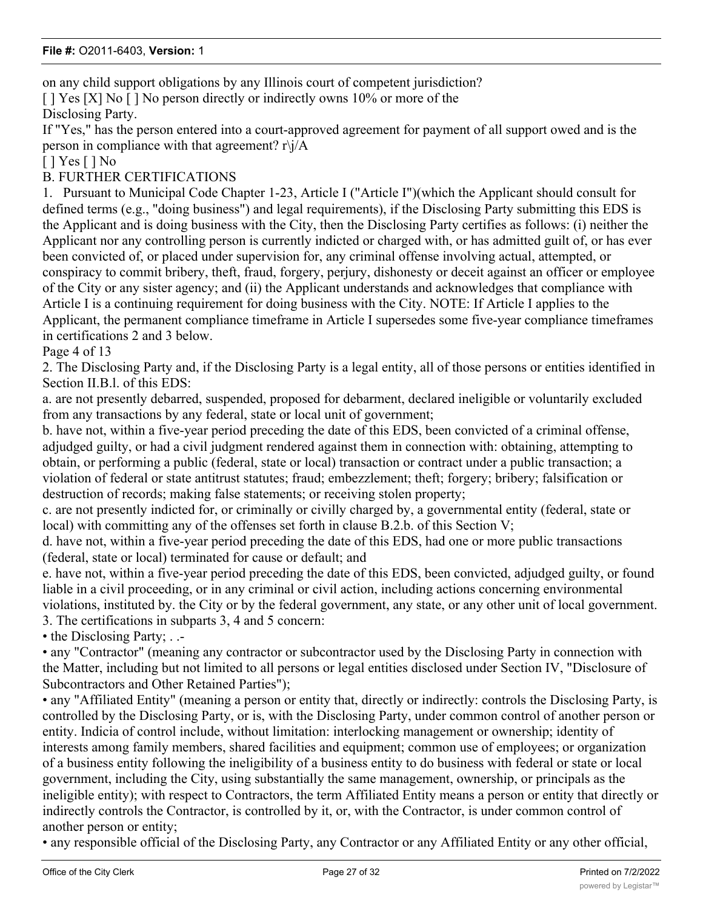on any child support obligations by any Illinois court of competent jurisdiction?

[ ] Yes [X] No [ ] No person directly or indirectly owns 10% or more of the Disclosing Party.

If "Yes," has the person entered into a court-approved agreement for payment of all support owed and is the person in compliance with that agreement? r\j/A

[ ] Yes [ ] No

B. FURTHER CERTIFICATIONS

1. Pursuant to Municipal Code Chapter 1-23, Article I ("Article I")(which the Applicant should consult for defined terms (e.g., "doing business") and legal requirements), if the Disclosing Party submitting this EDS is the Applicant and is doing business with the City, then the Disclosing Party certifies as follows: (i) neither the Applicant nor any controlling person is currently indicted or charged with, or has admitted guilt of, or has ever been convicted of, or placed under supervision for, any criminal offense involving actual, attempted, or conspiracy to commit bribery, theft, fraud, forgery, perjury, dishonesty or deceit against an officer or employee of the City or any sister agency; and (ii) the Applicant understands and acknowledges that compliance with Article I is a continuing requirement for doing business with the City. NOTE: If Article I applies to the Applicant, the permanent compliance timeframe in Article I supersedes some five-year compliance timeframes in certifications 2 and 3 below.

Page 4 of 13

2. The Disclosing Party and, if the Disclosing Party is a legal entity, all of those persons or entities identified in Section II.B.l. of this EDS:

a. are not presently debarred, suspended, proposed for debarment, declared ineligible or voluntarily excluded from any transactions by any federal, state or local unit of government;

b. have not, within a five-year period preceding the date of this EDS, been convicted of a criminal offense, adjudged guilty, or had a civil judgment rendered against them in connection with: obtaining, attempting to obtain, or performing a public (federal, state or local) transaction or contract under a public transaction; a violation of federal or state antitrust statutes; fraud; embezzlement; theft; forgery; bribery; falsification or destruction of records; making false statements; or receiving stolen property;

c. are not presently indicted for, or criminally or civilly charged by, a governmental entity (federal, state or local) with committing any of the offenses set forth in clause B.2.b. of this Section V;

d. have not, within a five-year period preceding the date of this EDS, had one or more public transactions (federal, state or local) terminated for cause or default; and

e. have not, within a five-year period preceding the date of this EDS, been convicted, adjudged guilty, or found liable in a civil proceeding, or in any criminal or civil action, including actions concerning environmental violations, instituted by. the City or by the federal government, any state, or any other unit of local government.

3. The certifications in subparts 3, 4 and 5 concern:

- the Disclosing Party; . .-
- any "Contractor" (meaning any contractor or subcontractor used by the Disclosing Party in connection with the Matter, including but not limited to all persons or legal entities disclosed under Section IV, "Disclosure of Subcontractors and Other Retained Parties");
- any "Affiliated Entity" (meaning a person or entity that, directly or indirectly: controls the Disclosing Party, is controlled by the Disclosing Party, or is, with the Disclosing Party, under common control of another person or entity. Indicia of control include, without limitation: interlocking management or ownership; identity of interests among family members, shared facilities and equipment; common use of employees; or organization of a business entity following the ineligibility of a business entity to do business with federal or state or local government, including the City, using substantially the same management, ownership, or principals as the ineligible entity); with respect to Contractors, the term Affiliated Entity means a person or entity that directly or indirectly controls the Contractor, is controlled by it, or, with the Contractor, is under common control of another person or entity;
- any responsible official of the Disclosing Party, any Contractor or any Affiliated Entity or any other official,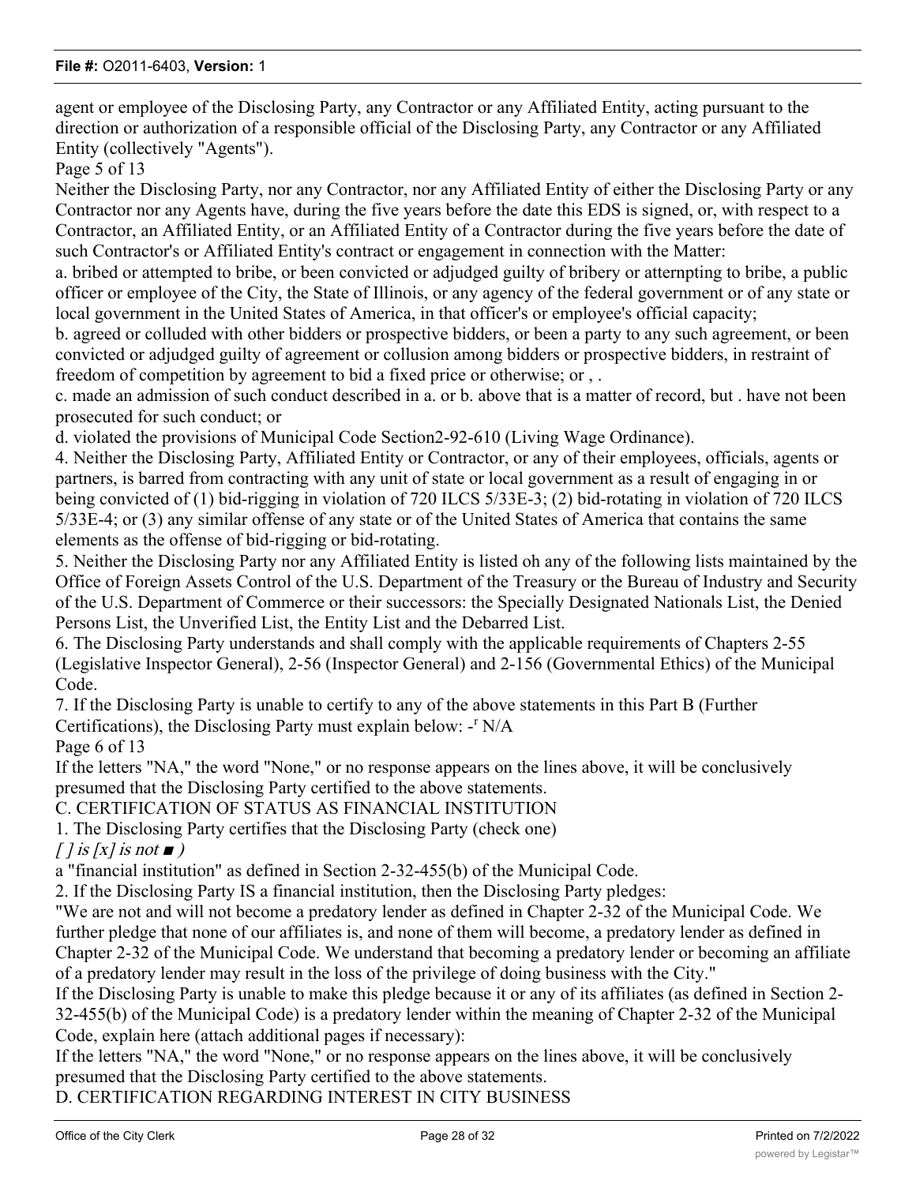agent or employee of the Disclosing Party, any Contractor or any Affiliated Entity, acting pursuant to the direction or authorization of a responsible official of the Disclosing Party, any Contractor or any Affiliated Entity (collectively "Agents").

Page 5 of 13

Neither the Disclosing Party, nor any Contractor, nor any Affiliated Entity of either the Disclosing Party or any Contractor nor any Agents have, during the five years before the date this EDS is signed, or, with respect to a Contractor, an Affiliated Entity, or an Affiliated Entity of a Contractor during the five years before the date of such Contractor's or Affiliated Entity's contract or engagement in connection with the Matter:

a. bribed or attempted to bribe, or been convicted or adjudged guilty of bribery or atternpting to bribe, a public officer or employee of the City, the State of Illinois, or any agency of the federal government or of any state or local government in the United States of America, in that officer's or employee's official capacity;

b. agreed or colluded with other bidders or prospective bidders, or been a party to any such agreement, or been convicted or adjudged guilty of agreement or collusion among bidders or prospective bidders, in restraint of freedom of competition by agreement to bid a fixed price or otherwise; or , .

c. made an admission of such conduct described in a. or b. above that is a matter of record, but . have not been prosecuted for such conduct; or

d. violated the provisions of Municipal Code Section2-92-610 (Living Wage Ordinance).

4. Neither the Disclosing Party, Affiliated Entity or Contractor, or any of their employees, officials, agents or partners, is barred from contracting with any unit of state or local government as a result of engaging in or being convicted of (1) bid-rigging in violation of 720 ILCS 5/33E-3; (2) bid-rotating in violation of 720 ILCS 5/33E-4; or (3) any similar offense of any state or of the United States of America that contains the same elements as the offense of bid-rigging or bid-rotating.

5. Neither the Disclosing Party nor any Affiliated Entity is listed oh any of the following lists maintained by the Office of Foreign Assets Control of the U.S. Department of the Treasury or the Bureau of Industry and Security of the U.S. Department of Commerce or their successors: the Specially Designated Nationals List, the Denied Persons List, the Unverified List, the Entity List and the Debarred List.

6. The Disclosing Party understands and shall comply with the applicable requirements of Chapters 2-55 (Legislative Inspector General), 2-56 (Inspector General) and 2-156 (Governmental Ethics) of the Municipal Code.

7. If the Disclosing Party is unable to certify to any of the above statements in this Part B (Further Certifications), the Disclosing Party must explain below: -r N/A

Page 6 of 13

If the letters "NA," the word "None," or no response appears on the lines above, it will be conclusively presumed that the Disclosing Party certified to the above statements.

## C. CERTIFICATION OF STATUS AS FINANCIAL INSTITUTION

1. The Disclosing Party certifies that the Disclosing Party (check one)

*[ ] is [x] is not ■ )*

a "financial institution" as defined in Section 2-32-455(b) of the Municipal Code.

2. If the Disclosing Party IS a financial institution, then the Disclosing Party pledges:

"We are not and will not become a predatory lender as defined in Chapter 2-32 of the Municipal Code. We further pledge that none of our affiliates is, and none of them will become, a predatory lender as defined in Chapter 2-32 of the Municipal Code. We understand that becoming a predatory lender or becoming an affiliate of a predatory lender may result in the loss of the privilege of doing business with the City."

If the Disclosing Party is unable to make this pledge because it or any of its affiliates (as defined in Section 2-32-455(b) of the Municipal Code) is a predatory lender within the meaning of Chapter 2-32 of the Municipal Code, explain here (attach additional pages if necessary):

If the letters "NA," the word "None," or no response appears on the lines above, it will be conclusively presumed that the Disclosing Party certified to the above statements.

## D. CERTIFICATION REGARDING INTEREST IN CITY BUSINESS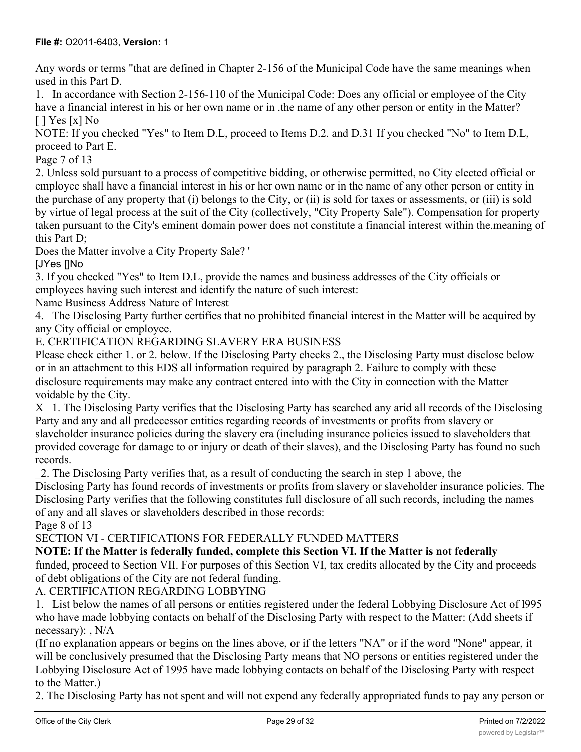Any words or terms "that are defined in Chapter 2-156 of the Municipal Code have the same meanings when used in this Part D.

1. In accordance with Section 2-156-110 of the Municipal Code: Does any official or employee of the City have a financial interest in his or her own name or in .the name of any other person or entity in the Matter?
[ ] Yes [x] No

NOTE: If you checked "Yes" to Item D.L, proceed to Items D.2. and D.31 If you checked "No" to Item D.L, proceed to Part E.

Page 7 of 13

2. Unless sold pursuant to a process of competitive bidding, or otherwise permitted, no City elected official or employee shall have a financial interest in his or her own name or in the name of any other person or entity in the purchase of any property that (i) belongs to the City, or (ii) is sold for taxes or assessments, or (iii) is sold by virtue of legal process at the suit of the City (collectively, "City Property Sale"). Compensation for property taken pursuant to the City's eminent domain power does not constitute a financial interest within the.meaning of this Part D;

Does the Matter involve a City Property Sale? '
[JYes []No

3. If you checked "Yes" to Item D.L, provide the names and business addresses of the City officials or employees having such interest and identify the nature of such interest:

Name Business Address Nature of Interest

4. The Disclosing Party further certifies that no prohibited financial interest in the Matter will be acquired by any City official or employee.

E. CERTIFICATION REGARDING SLAVERY ERA BUSINESS

Please check either 1. or 2. below. If the Disclosing Party checks 2., the Disclosing Party must disclose below or in an attachment to this EDS all information required by paragraph 2. Failure to comply with these disclosure requirements may make any contract entered into with the City in connection with the Matter voidable by the City.

X 1. The Disclosing Party verifies that the Disclosing Party has searched any arid all records of the Disclosing Party and any and all predecessor entities regarding records of investments or profits from slavery or slaveholder insurance policies during the slavery era (including insurance policies issued to slaveholders that provided coverage for damage to or injury or death of their slaves), and the Disclosing Party has found no such records.

_2. The Disclosing Party verifies that, as a result of conducting the search in step 1 above, the Disclosing Party has found records of investments or profits from slavery or slaveholder insurance policies. The Disclosing Party verifies that the following constitutes full disclosure of all such records, including the names of any and all slaves or slaveholders described in those records:

Page 8 of 13

SECTION VI - CERTIFICATIONS FOR FEDERALLY FUNDED MATTERS

**NOTE: If the Matter is federally funded, complete this Section VI. If the Matter is not federally** funded, proceed to Section VII. For purposes of this Section VI, tax credits allocated by the City and proceeds of debt obligations of the City are not federal funding.

A. CERTIFICATION REGARDING LOBBYING

1. List below the names of all persons or entities registered under the federal Lobbying Disclosure Act of l995 who have made lobbying contacts on behalf of the Disclosing Party with respect to the Matter: (Add sheets if necessary): , N/A

(If no explanation appears or begins on the lines above, or if the letters "NA" or if the word "None" appear, it will be conclusively presumed that the Disclosing Party means that NO persons or entities registered under the Lobbying Disclosure Act of 1995 have made lobbying contacts on behalf of the Disclosing Party with respect to the Matter.)

2. The Disclosing Party has not spent and will not expend any federally appropriated funds to pay any person or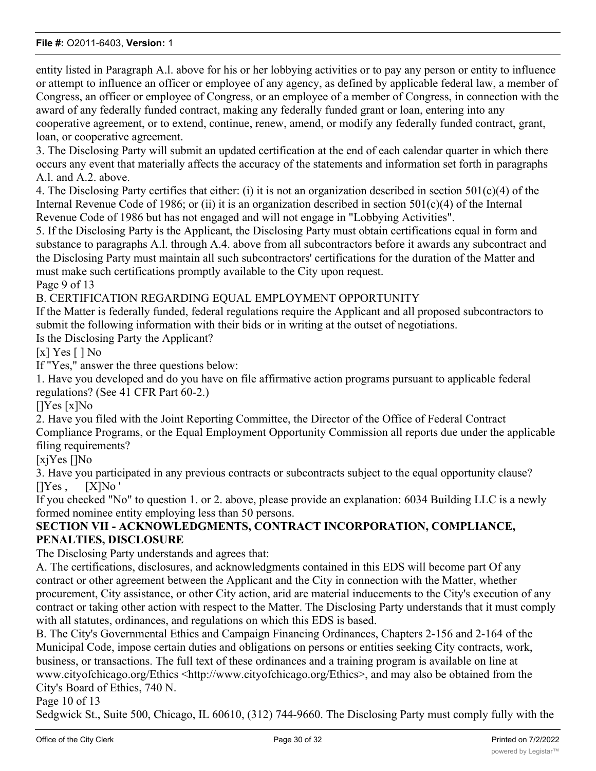entity listed in Paragraph A.l. above for his or her lobbying activities or to pay any person or entity to influence or attempt to influence an officer or employee of any agency, as defined by applicable federal law, a member of Congress, an officer or employee of Congress, or an employee of a member of Congress, in connection with the award of any federally funded contract, making any federally funded grant or loan, entering into any cooperative agreement, or to extend, continue, renew, amend, or modify any federally funded contract, grant, loan, or cooperative agreement.

3. The Disclosing Party will submit an updated certification at the end of each calendar quarter in which there occurs any event that materially affects the accuracy of the statements and information set forth in paragraphs A.l. and A.2. above.

4. The Disclosing Party certifies that either: (i) it is not an organization described in section 501(c)(4) of the Internal Revenue Code of 1986; or (ii) it is an organization described in section 501(c)(4) of the Internal Revenue Code of 1986 but has not engaged and will not engage in "Lobbying Activities".

5. If the Disclosing Party is the Applicant, the Disclosing Party must obtain certifications equal in form and substance to paragraphs A.l. through A.4. above from all subcontractors before it awards any subcontract and the Disclosing Party must maintain all such subcontractors' certifications for the duration of the Matter and must make such certifications promptly available to the City upon request.

Page 9 of 13

B. CERTIFICATION REGARDING EQUAL EMPLOYMENT OPPORTUNITY

If the Matter is federally funded, federal regulations require the Applicant and all proposed subcontractors to submit the following information with their bids or in writing at the outset of negotiations.

Is the Disclosing Party the Applicant?

[x] Yes [ ] No

If "Yes," answer the three questions below:

1. Have you developed and do you have on file affirmative action programs pursuant to applicable federal regulations? (See 41 CFR Part 60-2.)

[]Yes [x]No

2. Have you filed with the Joint Reporting Committee, the Director of the Office of Federal Contract Compliance Programs, or the Equal Employment Opportunity Commission all reports due under the applicable filing requirements?

[xjYes []No

3. Have you participated in any previous contracts or subcontracts subject to the equal opportunity clause?

[]Yes , [X]No '

If you checked "No" to question 1. or 2. above, please provide an explanation: 6034 Building LLC is a newly formed nominee entity employing less than 50 persons.

## SECTION VII - ACKNOWLEDGMENTS, CONTRACT INCORPORATION, COMPLIANCE, PENALTIES, DISCLOSURE

The Disclosing Party understands and agrees that:

A. The certifications, disclosures, and acknowledgments contained in this EDS will become part Of any contract or other agreement between the Applicant and the City in connection with the Matter, whether procurement, City assistance, or other City action, arid are material inducements to the City's execution of any contract or taking other action with respect to the Matter. The Disclosing Party understands that it must comply with all statutes, ordinances, and regulations on which this EDS is based.

B. The City's Governmental Ethics and Campaign Financing Ordinances, Chapters 2-156 and 2-164 of the Municipal Code, impose certain duties and obligations on persons or entities seeking City contracts, work, business, or transactions. The full text of these ordinances and a training program is available on line at www.cityofchicago.org/Ethics <http://www.cityofchicago.org/Ethics>, and may also be obtained from the City's Board of Ethics, 740 N.

Page 10 of 13

Sedgwick St., Suite 500, Chicago, IL 60610, (312) 744-9660. The Disclosing Party must comply fully with the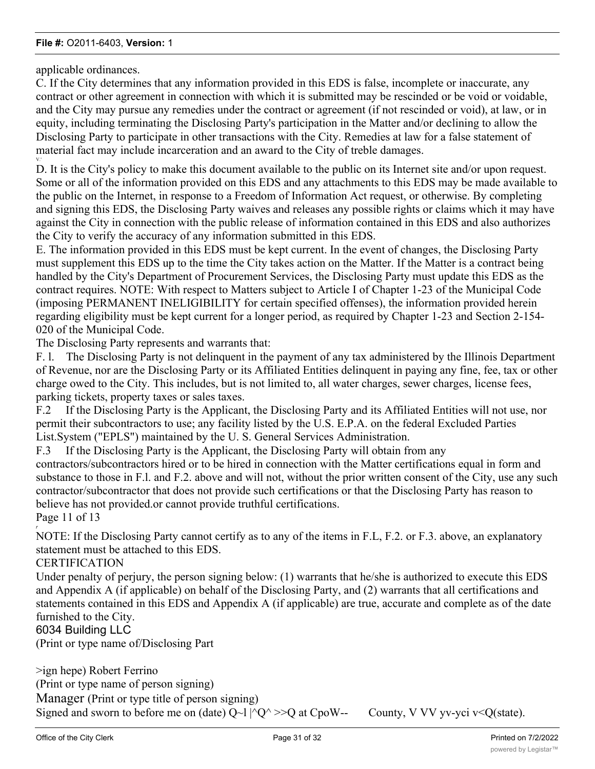applicable ordinances.

C. If the City determines that any information provided in this EDS is false, incomplete or inaccurate, any contract or other agreement in connection with which it is submitted may be rescinded or be void or voidable, and the City may pursue any remedies under the contract or agreement (if not rescinded or void), at law, or in equity, including terminating the Disclosing Party's participation in the Matter and/or declining to allow the Disclosing Party to participate in other transactions with the City. Remedies at law for a false statement of material fact may include incarceration and an award to the City of treble damages.

D. It is the City's policy to make this document available to the public on its Internet site and/or upon request. Some or all of the information provided on this EDS and any attachments to this EDS may be made available to the public on the Internet, in response to a Freedom of Information Act request, or otherwise. By completing and signing this EDS, the Disclosing Party waives and releases any possible rights or claims which it may have against the City in connection with the public release of information contained in this EDS and also authorizes the City to verify the accuracy of any information submitted in this EDS.

E. The information provided in this EDS must be kept current. In the event of changes, the Disclosing Party must supplement this EDS up to the time the City takes action on the Matter. If the Matter is a contract being handled by the City's Department of Procurement Services, the Disclosing Party must update this EDS as the contract requires. NOTE: With respect to Matters subject to Article I of Chapter 1-23 of the Municipal Code (imposing PERMANENT INELIGIBILITY for certain specified offenses), the information provided herein regarding eligibility must be kept current for a longer period, as required by Chapter 1-23 and Section 2-154-020 of the Municipal Code.

The Disclosing Party represents and warrants that:

F. l. The Disclosing Party is not delinquent in the payment of any tax administered by the Illinois Department of Revenue, nor are the Disclosing Party or its Affiliated Entities delinquent in paying any fine, fee, tax or other charge owed to the City. This includes, but is not limited to, all water charges, sewer charges, license fees, parking tickets, property taxes or sales taxes.

F.2 If the Disclosing Party is the Applicant, the Disclosing Party and its Affiliated Entities will not use, nor permit their subcontractors to use; any facility listed by the U.S. E.P.A. on the federal Excluded Parties List.System ("EPLS") maintained by the U. S. General Services Administration.

F.3 If the Disclosing Party is the Applicant, the Disclosing Party will obtain from any contractors/subcontractors hired or to be hired in connection with the Matter certifications equal in form and substance to those in F.l. and F.2. above and will not, without the prior written consent of the City, use any such contractor/subcontractor that does not provide such certifications or that the Disclosing Party has reason to believe has not provided.or cannot provide truthful certifications.

Page 11 of 13

NOTE: If the Disclosing Party cannot certify as to any of the items in F.L, F.2. or F.3. above, an explanatory statement must be attached to this EDS.

CERTIFICATION

Under penalty of perjury, the person signing below: (1) warrants that he/she is authorized to execute this EDS and Appendix A (if applicable) on behalf of the Disclosing Party, and (2) warrants that all certifications and statements contained in this EDS and Appendix A (if applicable) are true, accurate and complete as of the date furnished to the City.

6034 Building LLC
(Print or type name of/Disclosing Part

>ign hepe) Robert Ferrino
(Print or type name of person signing)

Manager (Print or type title of person signing)

Signed and sworn to before me on (date) Q~l |^Q^ >>Q at CpoW-- County, V VV yv-yci v<Q(state).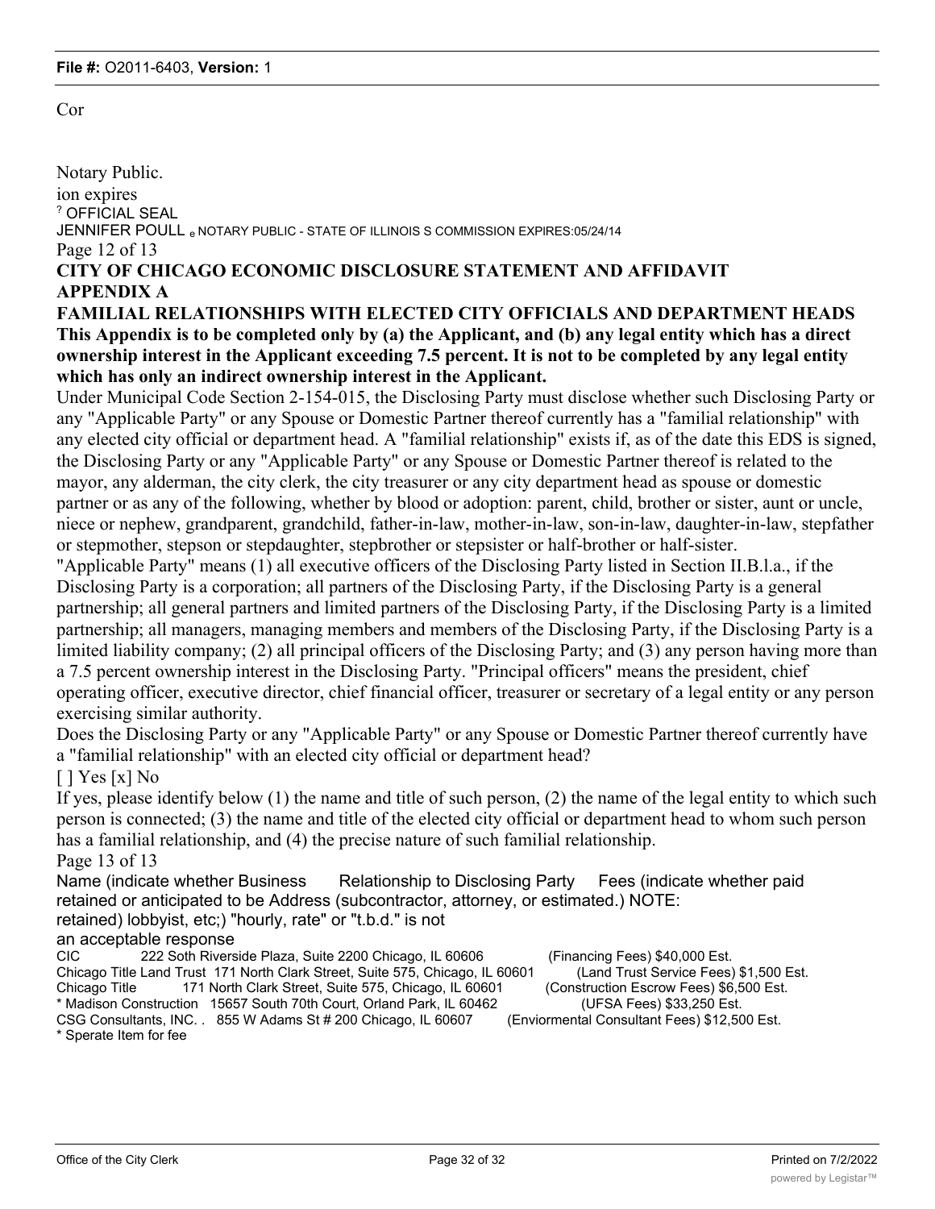Cor

Notary Public.
ion expires
? OFFICIAL SEAL
JENNIFER POULL e NOTARY PUBLIC - STATE OF ILLINOIS S COMMISSION EXPIRES:05/24/14

Page 12 of 13

**CITY OF CHICAGO ECONOMIC DISCLOSURE STATEMENT AND AFFIDAVIT**
**APPENDIX A**
**FAMILIAL RELATIONSHIPS WITH ELECTED CITY OFFICIALS AND DEPARTMENT HEADS**

**This Appendix is to be completed only by (a) the Applicant, and (b) any legal entity which has a direct ownership interest in the Applicant exceeding 7.5 percent. It is not to be completed by any legal entity which has only an indirect ownership interest in the Applicant.**

Under Municipal Code Section 2-154-015, the Disclosing Party must disclose whether such Disclosing Party or any "Applicable Party" or any Spouse or Domestic Partner thereof currently has a "familial relationship" with any elected city official or department head. A "familial relationship" exists if, as of the date this EDS is signed, the Disclosing Party or any "Applicable Party" or any Spouse or Domestic Partner thereof is related to the mayor, any alderman, the city clerk, the city treasurer or any city department head as spouse or domestic partner or as any of the following, whether by blood or adoption: parent, child, brother or sister, aunt or uncle, niece or nephew, grandparent, grandchild, father-in-law, mother-in-law, son-in-law, daughter-in-law, stepfather or stepmother, stepson or stepdaughter, stepbrother or stepsister or half-brother or half-sister.

"Applicable Party" means (1) all executive officers of the Disclosing Party listed in Section II.B.l.a., if the Disclosing Party is a corporation; all partners of the Disclosing Party, if the Disclosing Party is a general partnership; all general partners and limited partners of the Disclosing Party, if the Disclosing Party is a limited partnership; all managers, managing members and members of the Disclosing Party, if the Disclosing Party is a limited liability company; (2) all principal officers of the Disclosing Party; and (3) any person having more than a 7.5 percent ownership interest in the Disclosing Party. "Principal officers" means the president, chief operating officer, executive director, chief financial officer, treasurer or secretary of a legal entity or any person exercising similar authority.

Does the Disclosing Party or any "Applicable Party" or any Spouse or Domestic Partner thereof currently have a "familial relationship" with an elected city official or department head?

[ ] Yes [x] No

If yes, please identify below (1) the name and title of such person, (2) the name of the legal entity to which such person is connected; (3) the name and title of the elected city official or department head to whom such person has a familial relationship, and (4) the precise nature of such familial relationship.

Page 13 of 13

| Name (indicate whether retained or anticipated to be retained) | Business Address | Relationship to Disclosing Party (subcontractor, attorney, lobbyist, etc;) | Fees (indicate whether paid or estimated.) NOTE: "hourly, rate" or "t.b.d." is not an acceptable response |
|---|---|---|---|
| CIC | 222 Soth Riverside Plaza, Suite 2200 Chicago, IL 60606 | | (Financing Fees) $40,000 Est. |
| Chicago Title Land Trust | 171 North Clark Street, Suite 575, Chicago, IL 60601 | | (Land Trust Service Fees) $1,500 Est. |
| Chicago Title | 171 North Clark Street, Suite 575, Chicago, IL 60601 | | (Construction Escrow Fees) $6,500 Est. |
| * Madison Construction | 15657 South 70th Court, Orland Park, IL 60462 | | (UFSA Fees) $33,250 Est. |
| CSG Consultants, INC. . | 855 W Adams St # 200 Chicago, IL 60607 | | (Enviormental Consultant Fees) $12,500 Est. |

* Sperate Item for fee